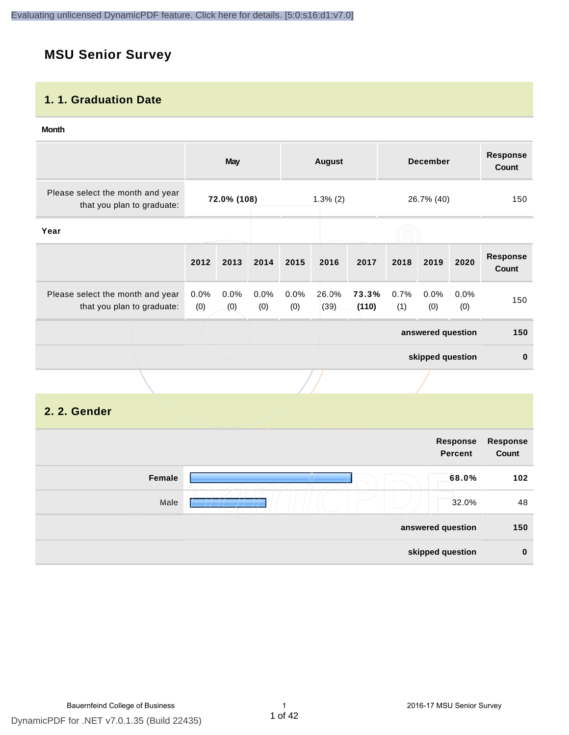# MSU Senior Survey

## 1. 1. Graduation Date

**Month**

| | May | August | December | Response Count |
|---|---|---|---|---|
| Please select the month and year that you plan to graduate: | **72.0% (108)** | 1.3% (2) | 26.7% (40) | 150 |

**Year**

| | 2012 | 2013 | 2014 | 2015 | 2016 | 2017 | 2018 | 2019 | 2020 | Response Count |
|---|---|---|---|---|---|---|---|---|---|---|
| Please select the month and year that you plan to graduate: | 0.0% (0) | 0.0% (0) | 0.0% (0) | 0.0% (0) | 26.0% (39) | **73.3% (110)** | 0.7% (1) | 0.0% (0) | 0.0% (0) | 150 |
| | | | | | | | | | **answered question** | **150** |
| | | | | | | | | | **skipped question** | **0** |

## 2. 2. Gender

| | Response Percent | Response Count |
|---|---|---|
| **Female** | **68.0%** | **102** |
| Male | 32.0% | 48 |
| | **answered question** | **150** |
| | **skipped question** | **0** |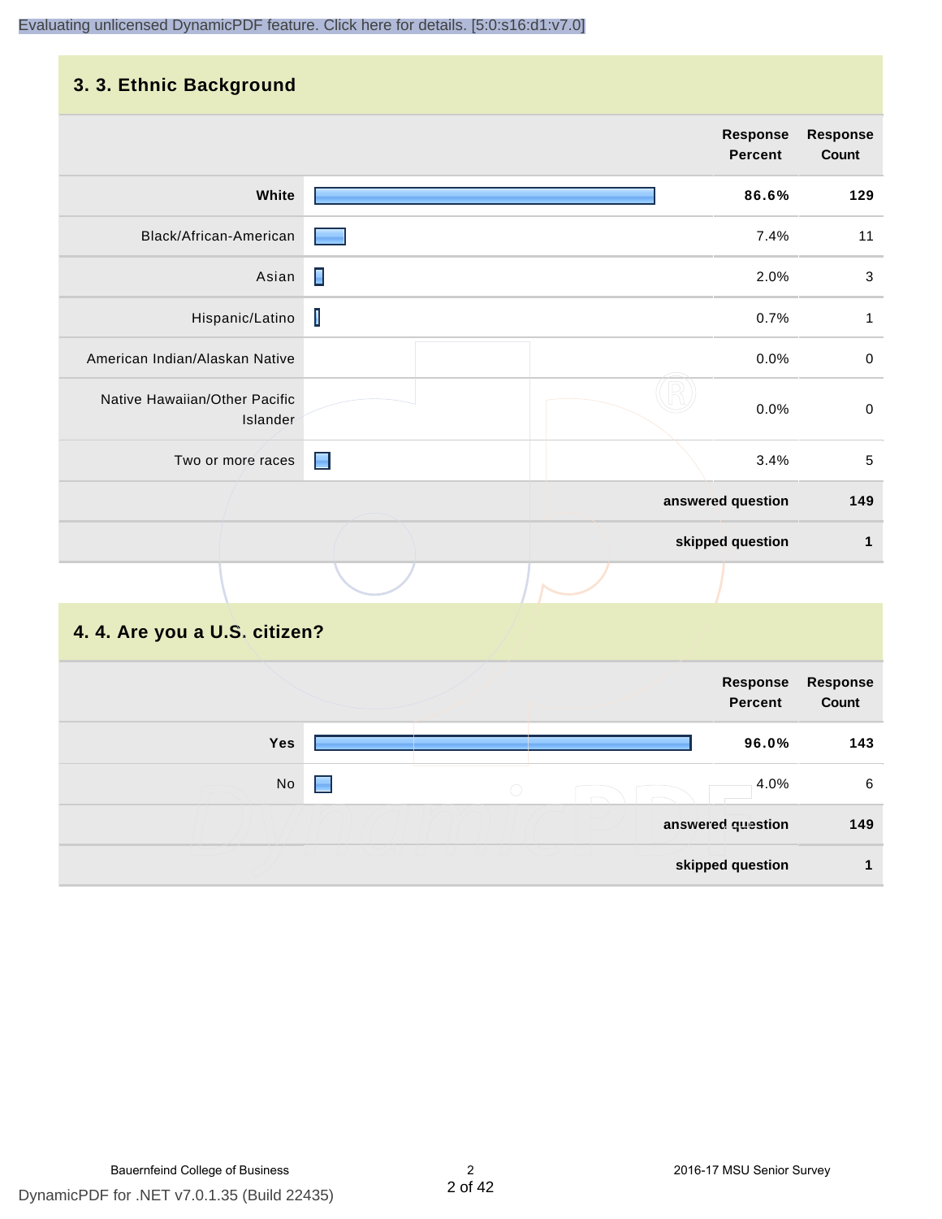## 3. 3. Ethnic Background

| | Response Percent | Response Count |
|---|---|---|
| **White** | **86.6%** | **129** |
| Black/African-American | 7.4% | 11 |
| Asian | 2.0% | 3 |
| Hispanic/Latino | 0.7% | 1 |
| American Indian/Alaskan Native | 0.0% | 0 |
| Native Hawaiian/Other Pacific Islander | 0.0% | 0 |
| Two or more races | 3.4% | 5 |
| | **answered question** | **149** |
| | **skipped question** | **1** |

## 4. 4. Are you a U.S. citizen?

| | Response Percent | Response Count |
|---|---|---|
| **Yes** | **96.0%** | **143** |
| No | 4.0% | 6 |
| | **answered question** | **149** |
| | **skipped question** | **1** |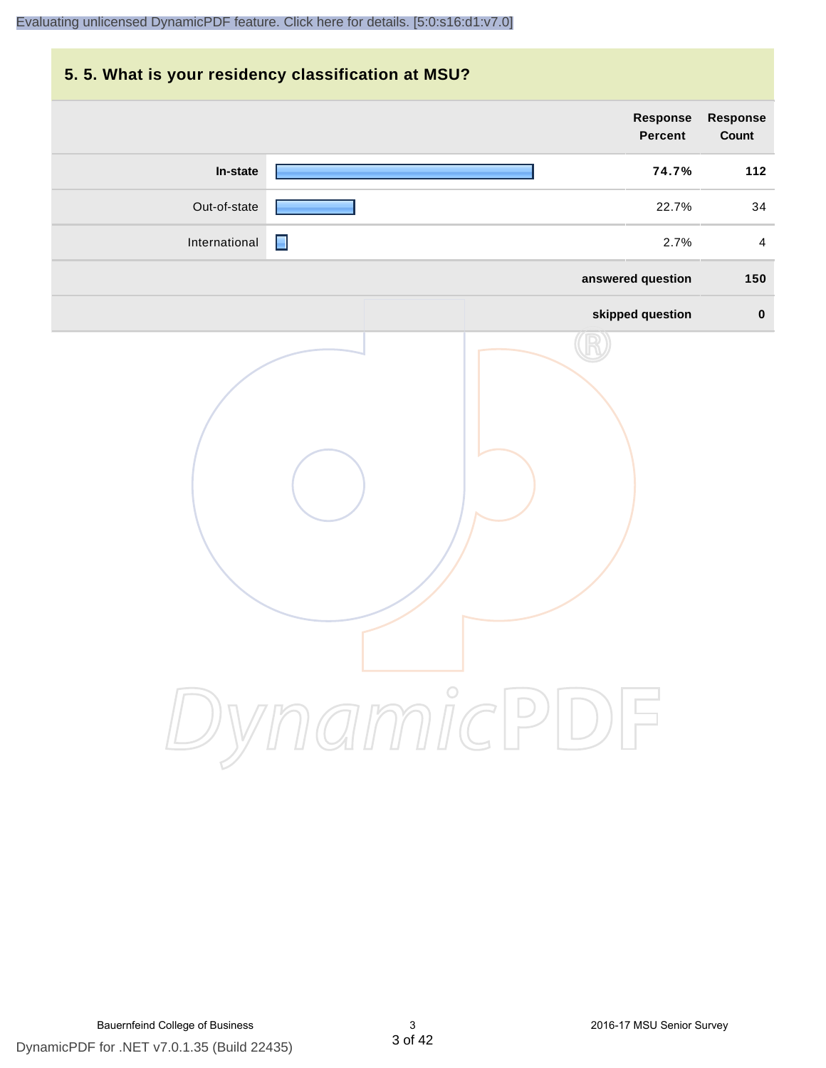## 5. 5. What is your residency classification at MSU?

| | Response Percent | Response Count |
|---|---|---|
| **In-state** | **74.7%** | **112** |
| Out-of-state | 22.7% | 34 |
| International | 2.7% | 4 |
| | **answered question** | **150** |
| | **skipped question** | **0** |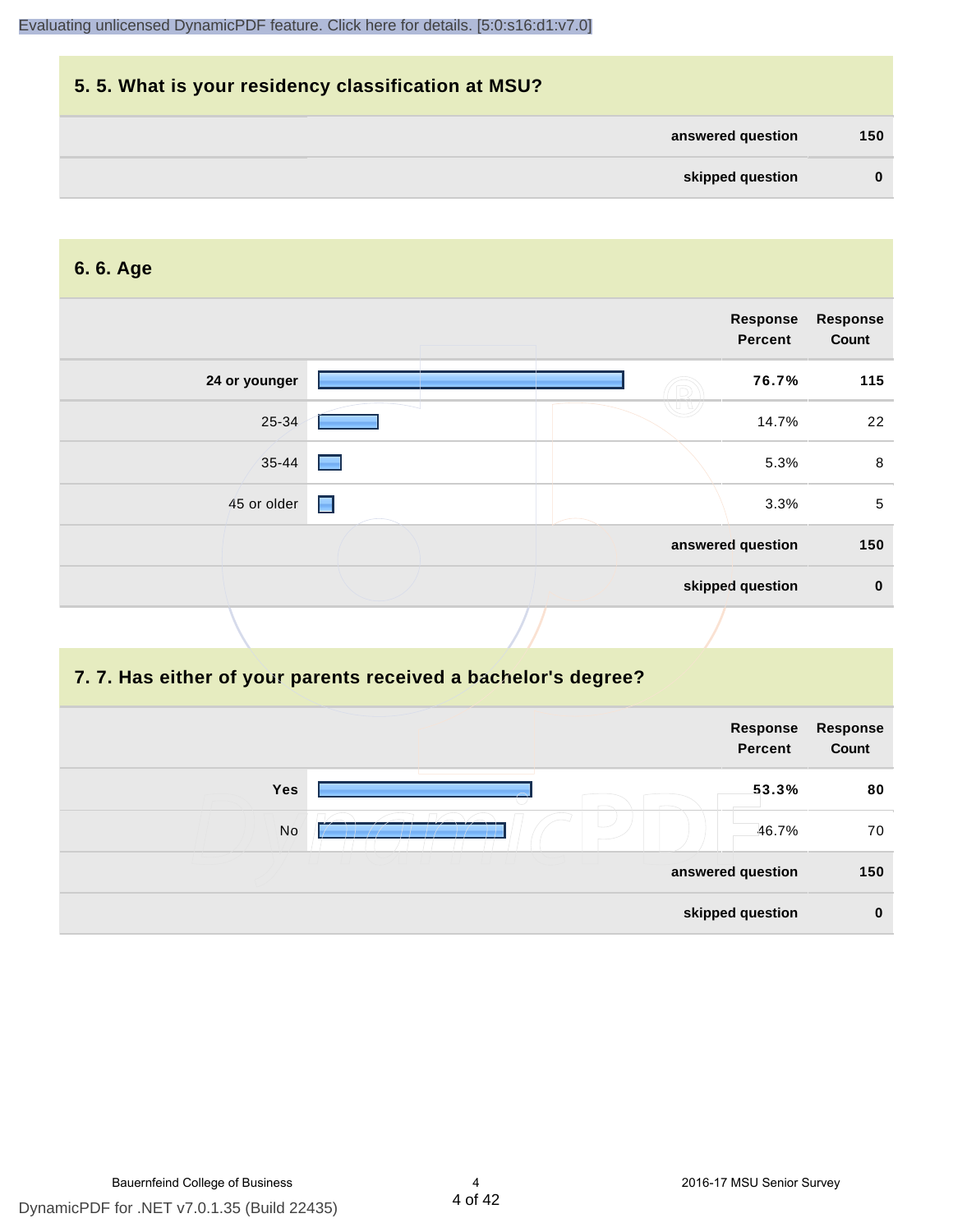## 5. 5. What is your residency classification at MSU?

| | |
|---|---|
| answered question | 150 |
| skipped question | 0 |

## 6. 6. Age

| | Response Percent | Response Count |
|---|---|---|
| **24 or younger** | **76.7%** | **115** |
| 25-34 | 14.7% | 22 |
| 35-44 | 5.3% | 8 |
| 45 or older | 3.3% | 5 |
| **answered question** | | **150** |
| **skipped question** | | **0** |

## 7. 7. Has either of your parents received a bachelor's degree?

| | Response Percent | Response Count |
|---|---|---|
| **Yes** | **53.3%** | **80** |
| No | 46.7% | 70 |
| **answered question** | | **150** |
| **skipped question** | | **0** |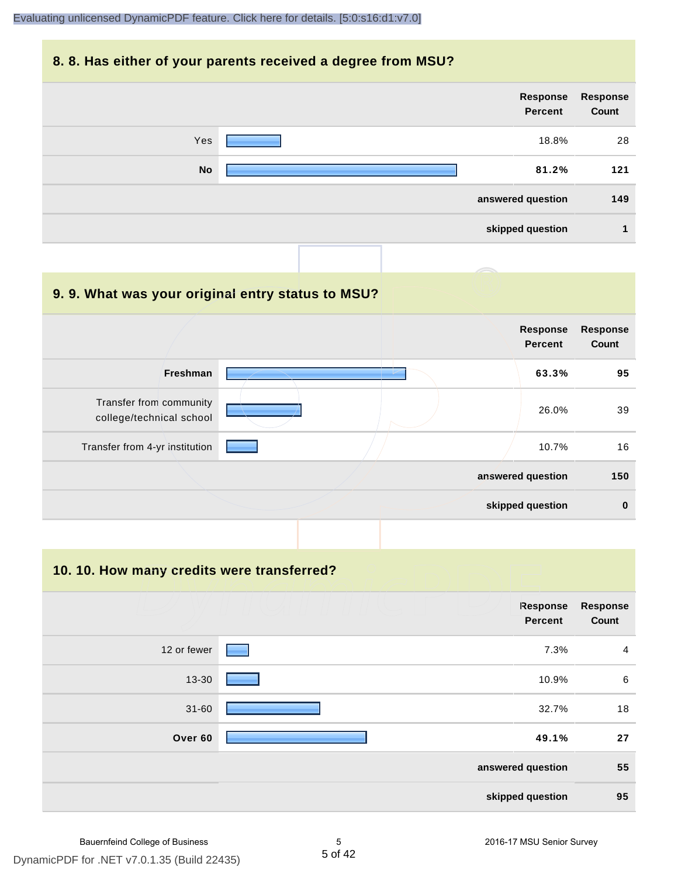## 8. 8. Has either of your parents received a degree from MSU?

| | Response Percent | Response Count |
|---|---|---|
| Yes | 18.8% | 28 |
| **No** | **81.2%** | **121** |
| | **answered question** | **149** |
| | **skipped question** | **1** |

## 9. 9. What was your original entry status to MSU?

| | Response Percent | Response Count |
|---|---|---|
| **Freshman** | **63.3%** | **95** |
| Transfer from community college/technical school | 26.0% | 39 |
| Transfer from 4-yr institution | 10.7% | 16 |
| | **answered question** | **150** |
| | **skipped question** | **0** |

## 10. 10. How many credits were transferred?

| | Response Percent | Response Count |
|---|---|---|
| 12 or fewer | 7.3% | 4 |
| 13-30 | 10.9% | 6 |
| 31-60 | 32.7% | 18 |
| **Over 60** | **49.1%** | **27** |
| | **answered question** | **55** |
| | **skipped question** | **95** |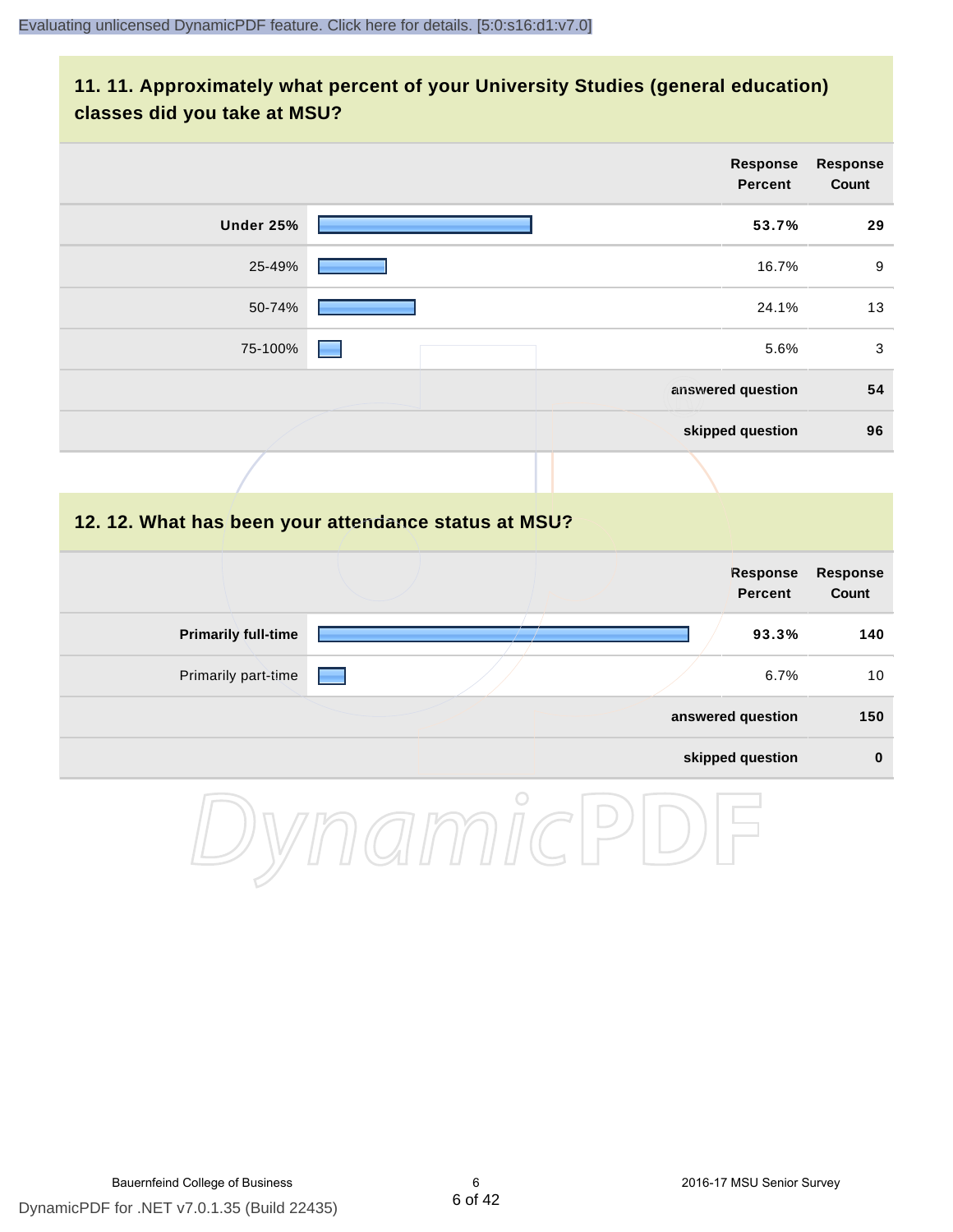## 11. 11. Approximately what percent of your University Studies (general education) classes did you take at MSU?

| | Response Percent | Response Count |
|---|---|---|
| **Under 25%** | **53.7%** | **29** |
| 25-49% | 16.7% | 9 |
| 50-74% | 24.1% | 13 |
| 75-100% | 5.6% | 3 |
| | **answered question** | **54** |
| | **skipped question** | **96** |

## 12. 12. What has been your attendance status at MSU?

| | Response Percent | Response Count |
|---|---|---|
| **Primarily full-time** | **93.3%** | **140** |
| Primarily part-time | 6.7% | 10 |
| | **answered question** | **150** |
| | **skipped question** | **0** |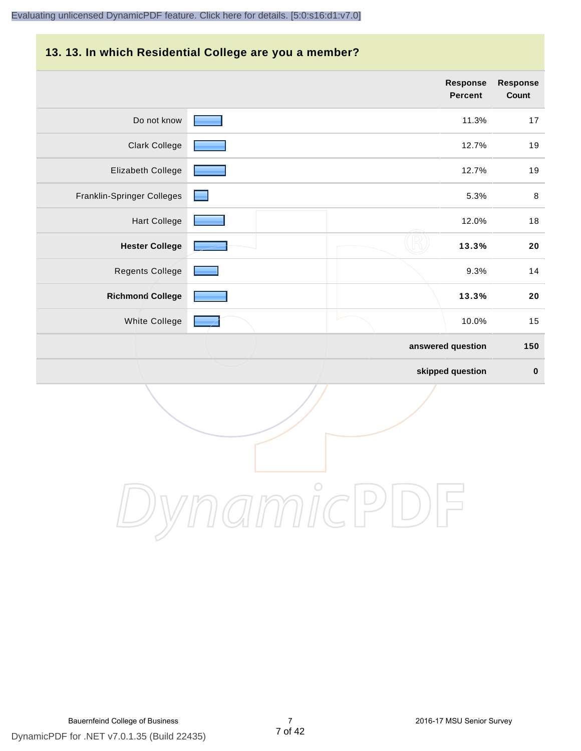## 13. 13. In which Residential College are you a member?

| | Response Percent | Response Count |
|---|---|---|
| Do not know | 11.3% | 17 |
| Clark College | 12.7% | 19 |
| Elizabeth College | 12.7% | 19 |
| Franklin-Springer Colleges | 5.3% | 8 |
| Hart College | 12.0% | 18 |
| **Hester College** | **13.3%** | **20** |
| Regents College | 9.3% | 14 |
| **Richmond College** | **13.3%** | **20** |
| White College | 10.0% | 15 |
| | **answered question** | **150** |
| | **skipped question** | **0** |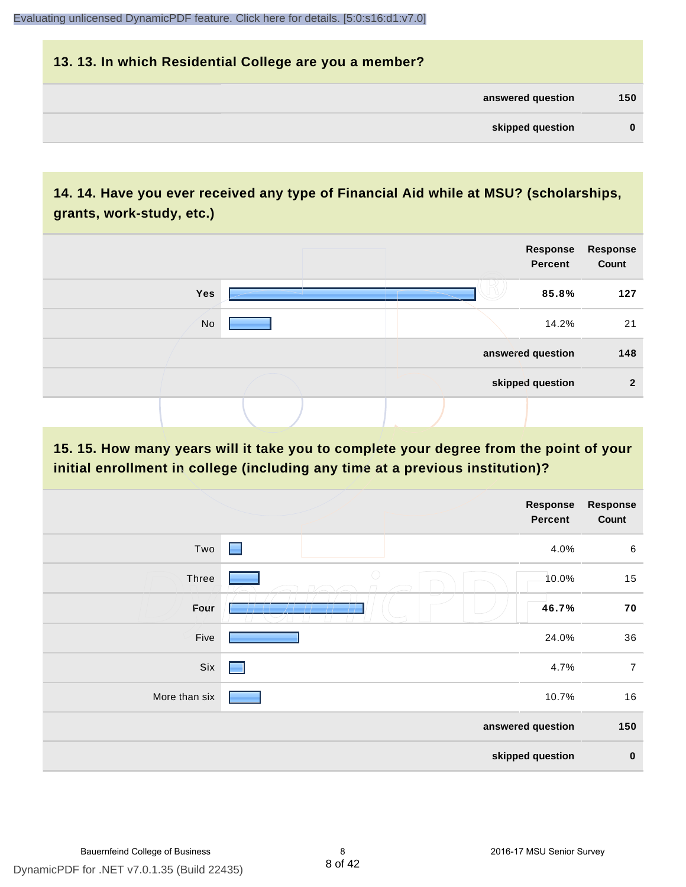### 13. 13. In which Residential College are you a member?

| | |
|---|---|
| answered question | 150 |
| skipped question | 0 |

### 14. 14. Have you ever received any type of Financial Aid while at MSU? (scholarships, grants, work-study, etc.)

| | Response Percent | Response Count |
|---|---|---|
| **Yes** | **85.8%** | **127** |
| No | 14.2% | 21 |
| answered question | | 148 |
| skipped question | | 2 |

### 15. 15. How many years will it take you to complete your degree from the point of your initial enrollment in college (including any time at a previous institution)?

| | Response Percent | Response Count |
|---|---|---|
| Two | 4.0% | 6 |
| Three | 10.0% | 15 |
| **Four** | **46.7%** | **70** |
| Five | 24.0% | 36 |
| Six | 4.7% | 7 |
| More than six | 10.7% | 16 |
| answered question | | 150 |
| skipped question | | 0 |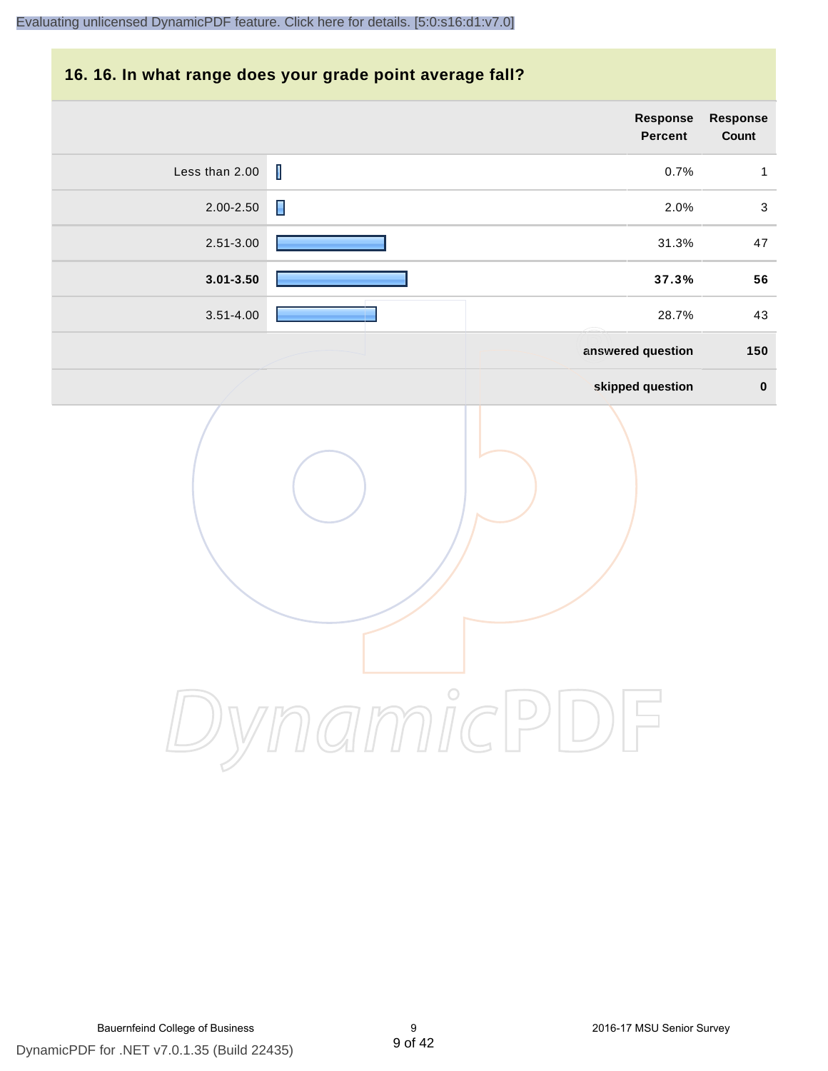Evaluating unlicensed DynamicPDF feature. Click here for details. [5:0:s16:d1:v7.0]

## 16. 16. In what range does your grade point average fall?

| | Response Percent | Response Count |
|---|---|---|
| Less than 2.00 | 0.7% | 1 |
| 2.00-2.50 | 2.0% | 3 |
| 2.51-3.00 | 31.3% | 47 |
| **3.01-3.50** | **37.3%** | **56** |
| 3.51-4.00 | 28.7% | 43 |
| | **answered question** | **150** |
| | **skipped question** | **0** |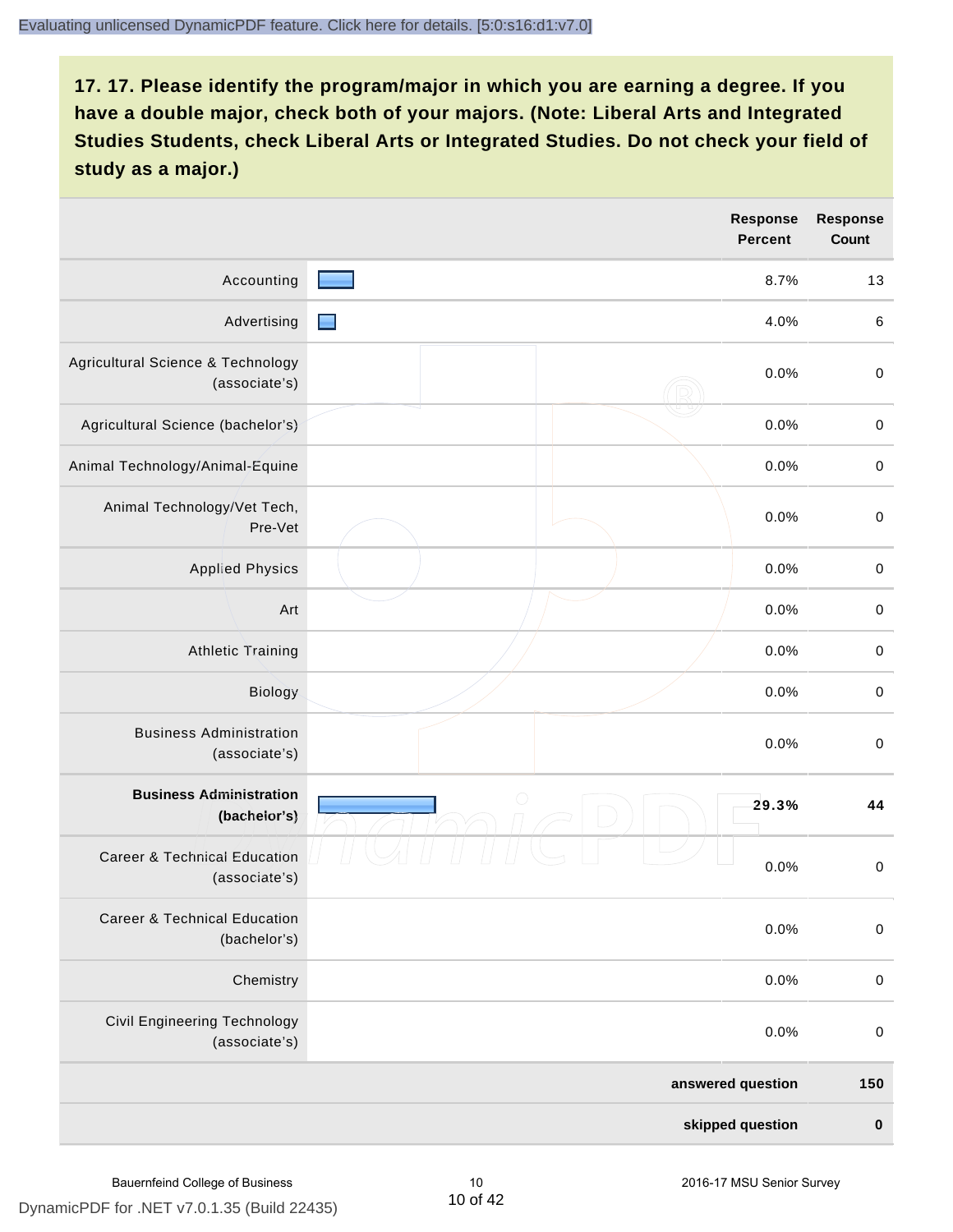**17. 17. Please identify the program/major in which you are earning a degree. If you have a double major, check both of your majors. (Note: Liberal Arts and Integrated Studies Students, check Liberal Arts or Integrated Studies. Do not check your field of study as a major.)**

| | Response Percent | Response Count |
|---|---|---|
| Accounting | 8.7% | 13 |
| Advertising | 4.0% | 6 |
| Agricultural Science & Technology (associate's) | 0.0% | 0 |
| Agricultural Science (bachelor's) | 0.0% | 0 |
| Animal Technology/Animal-Equine | 0.0% | 0 |
| Animal Technology/Vet Tech, Pre-Vet | 0.0% | 0 |
| Applied Physics | 0.0% | 0 |
| Art | 0.0% | 0 |
| Athletic Training | 0.0% | 0 |
| Biology | 0.0% | 0 |
| Business Administration (associate's) | 0.0% | 0 |
| **Business Administration (bachelor's)** | **29.3%** | **44** |
| Career & Technical Education (associate's) | 0.0% | 0 |
| Career & Technical Education (bachelor's) | 0.0% | 0 |
| Chemistry | 0.0% | 0 |
| Civil Engineering Technology (associate's) | 0.0% | 0 |
| | **answered question** | **150** |
| | **skipped question** | **0** |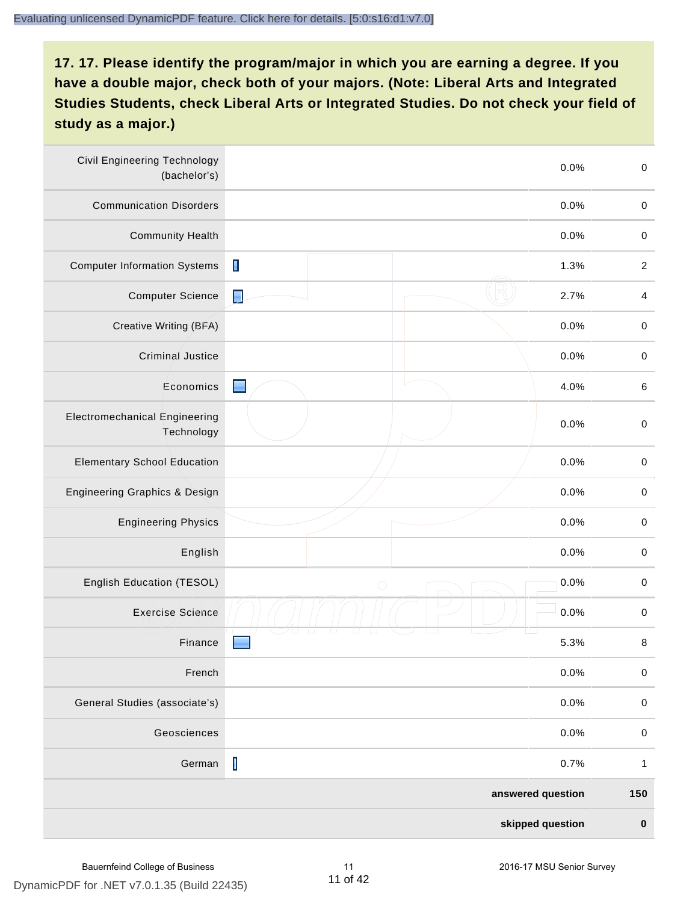**17. 17. Please identify the program/major in which you are earning a degree. If you have a double major, check both of your majors. (Note: Liberal Arts and Integrated Studies Students, check Liberal Arts or Integrated Studies. Do not check your field of study as a major.)**

| | | | |
|---|---|---|---|
| Civil Engineering Technology (bachelor's) | | 0.0% | 0 |
| Communication Disorders | | 0.0% | 0 |
| Community Health | | 0.0% | 0 |
| Computer Information Systems | | 1.3% | 2 |
| Computer Science | | 2.7% | 4 |
| Creative Writing (BFA) | | 0.0% | 0 |
| Criminal Justice | | 0.0% | 0 |
| Economics | | 4.0% | 6 |
| Electromechanical Engineering Technology | | 0.0% | 0 |
| Elementary School Education | | 0.0% | 0 |
| Engineering Graphics & Design | | 0.0% | 0 |
| Engineering Physics | | 0.0% | 0 |
| English | | 0.0% | 0 |
| English Education (TESOL) | | 0.0% | 0 |
| Exercise Science | | 0.0% | 0 |
| Finance | | 5.3% | 8 |
| French | | 0.0% | 0 |
| General Studies (associate's) | | 0.0% | 0 |
| Geosciences | | 0.0% | 0 |
| German | | 0.7% | 1 |
| | | **answered question** | **150** |
| | | **skipped question** | **0** |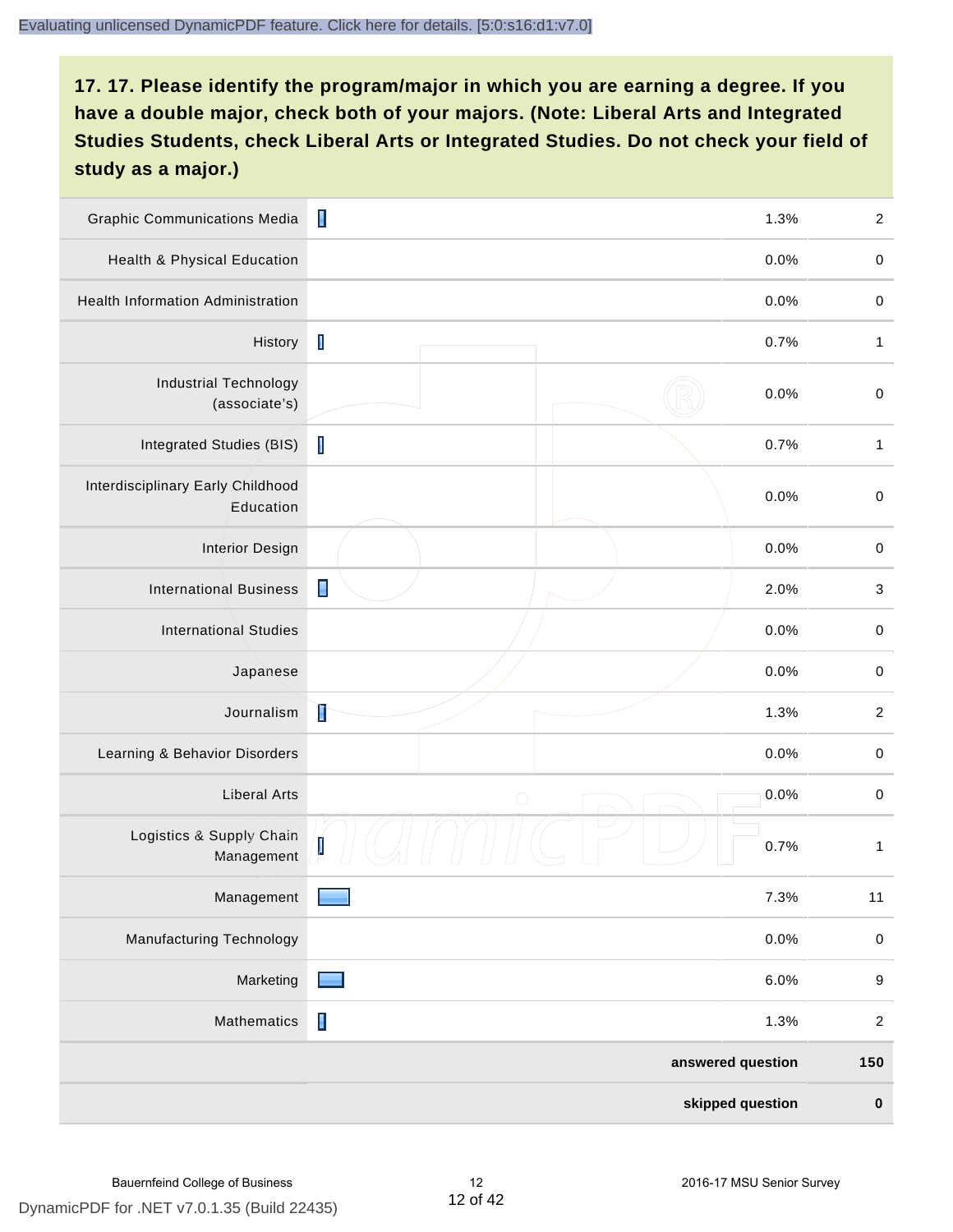**17. 17. Please identify the program/major in which you are earning a degree. If you have a double major, check both of your majors. (Note: Liberal Arts and Integrated Studies Students, check Liberal Arts or Integrated Studies. Do not check your field of study as a major.)**

| Program/Major | | Percent | Count |
|---|---|---|---|
| Graphic Communications Media | | 1.3% | 2 |
| Health & Physical Education | | 0.0% | 0 |
| Health Information Administration | | 0.0% | 0 |
| History | | 0.7% | 1 |
| Industrial Technology (associate's) | | 0.0% | 0 |
| Integrated Studies (BIS) | | 0.7% | 1 |
| Interdisciplinary Early Childhood Education | | 0.0% | 0 |
| Interior Design | | 0.0% | 0 |
| International Business | | 2.0% | 3 |
| International Studies | | 0.0% | 0 |
| Japanese | | 0.0% | 0 |
| Journalism | | 1.3% | 2 |
| Learning & Behavior Disorders | | 0.0% | 0 |
| Liberal Arts | | 0.0% | 0 |
| Logistics & Supply Chain Management | | 0.7% | 1 |
| Management | | 7.3% | 11 |
| Manufacturing Technology | | 0.0% | 0 |
| Marketing | | 6.0% | 9 |
| Mathematics | | 1.3% | 2 |
| | | **answered question** | **150** |
| | | **skipped question** | **0** |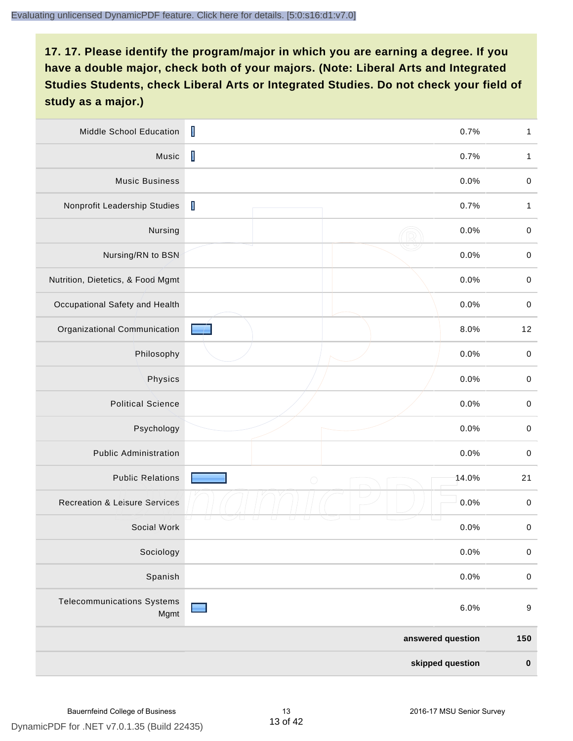## 17. 17. Please identify the program/major in which you are earning a degree. If you have a double major, check both of your majors. (Note: Liberal Arts and Integrated Studies Students, check Liberal Arts or Integrated Studies. Do not check your field of study as a major.)

| | | | |
|---|---|---|---|
| Middle School Education | | 0.7% | 1 |
| Music | | 0.7% | 1 |
| Music Business | | 0.0% | 0 |
| Nonprofit Leadership Studies | | 0.7% | 1 |
| Nursing | | 0.0% | 0 |
| Nursing/RN to BSN | | 0.0% | 0 |
| Nutrition, Dietetics, & Food Mgmt | | 0.0% | 0 |
| Occupational Safety and Health | | 0.0% | 0 |
| Organizational Communication | | 8.0% | 12 |
| Philosophy | | 0.0% | 0 |
| Physics | | 0.0% | 0 |
| Political Science | | 0.0% | 0 |
| Psychology | | 0.0% | 0 |
| Public Administration | | 0.0% | 0 |
| Public Relations | | 14.0% | 21 |
| Recreation & Leisure Services | | 0.0% | 0 |
| Social Work | | 0.0% | 0 |
| Sociology | | 0.0% | 0 |
| Spanish | | 0.0% | 0 |
| Telecommunications Systems Mgmt | | 6.0% | 9 |
| | | **answered question** | **150** |
| | | **skipped question** | **0** |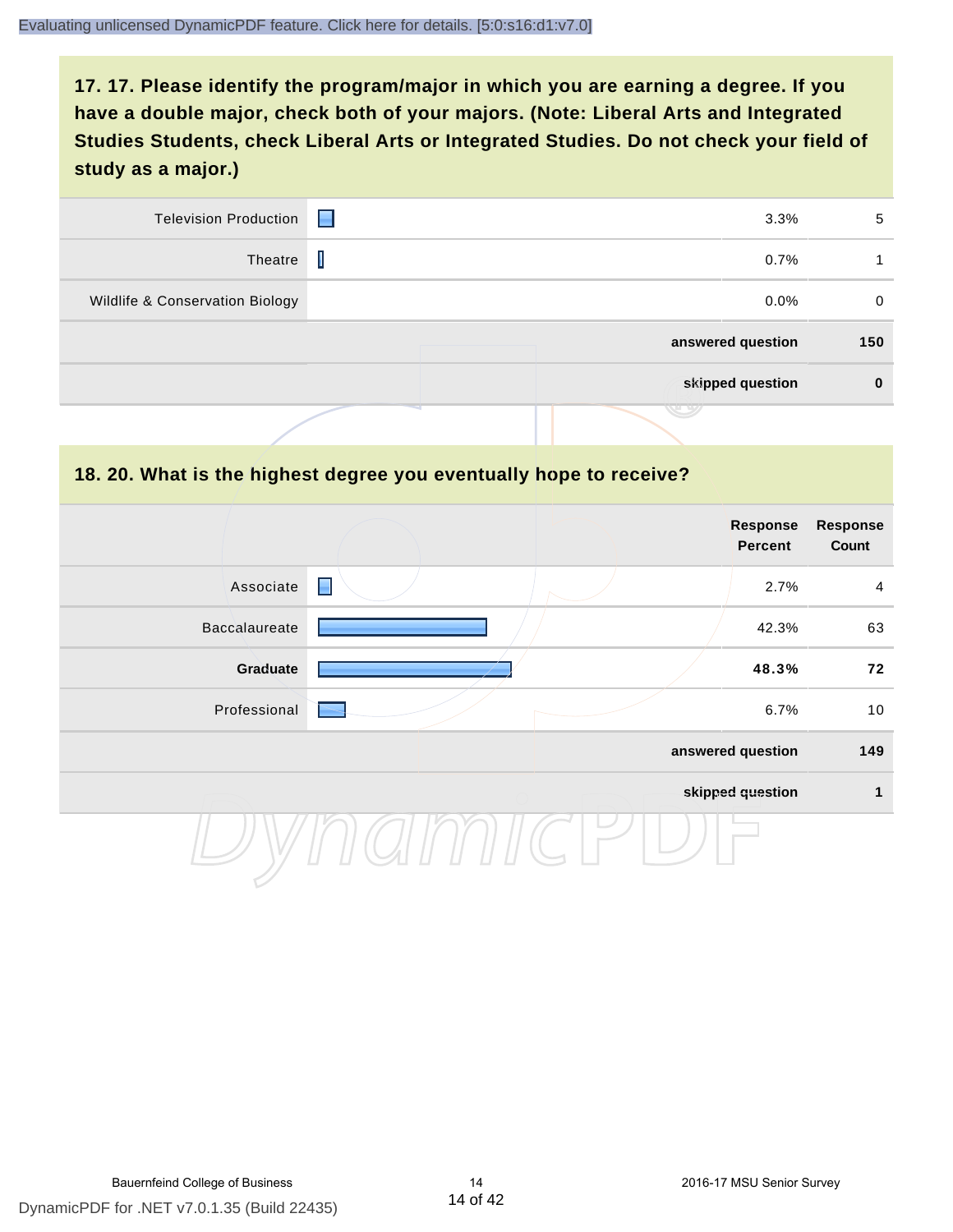## 17. 17. Please identify the program/major in which you are earning a degree. If you have a double major, check both of your majors. (Note: Liberal Arts and Integrated Studies Students, check Liberal Arts or Integrated Studies. Do not check your field of study as a major.)

| | Response Percent | Response Count |
|---|---|---|
| Television Production | 3.3% | 5 |
| Theatre | 0.7% | 1 |
| Wildlife & Conservation Biology | 0.0% | 0 |
| **answered question** | | **150** |
| **skipped question** | | **0** |

## 18. 20. What is the highest degree you eventually hope to receive?

| | Response Percent | Response Count |
|---|---|---|
| Associate | 2.7% | 4 |
| Baccalaureate | 42.3% | 63 |
| **Graduate** | **48.3%** | **72** |
| Professional | 6.7% | 10 |
| **answered question** | | **149** |
| **skipped question** | | **1** |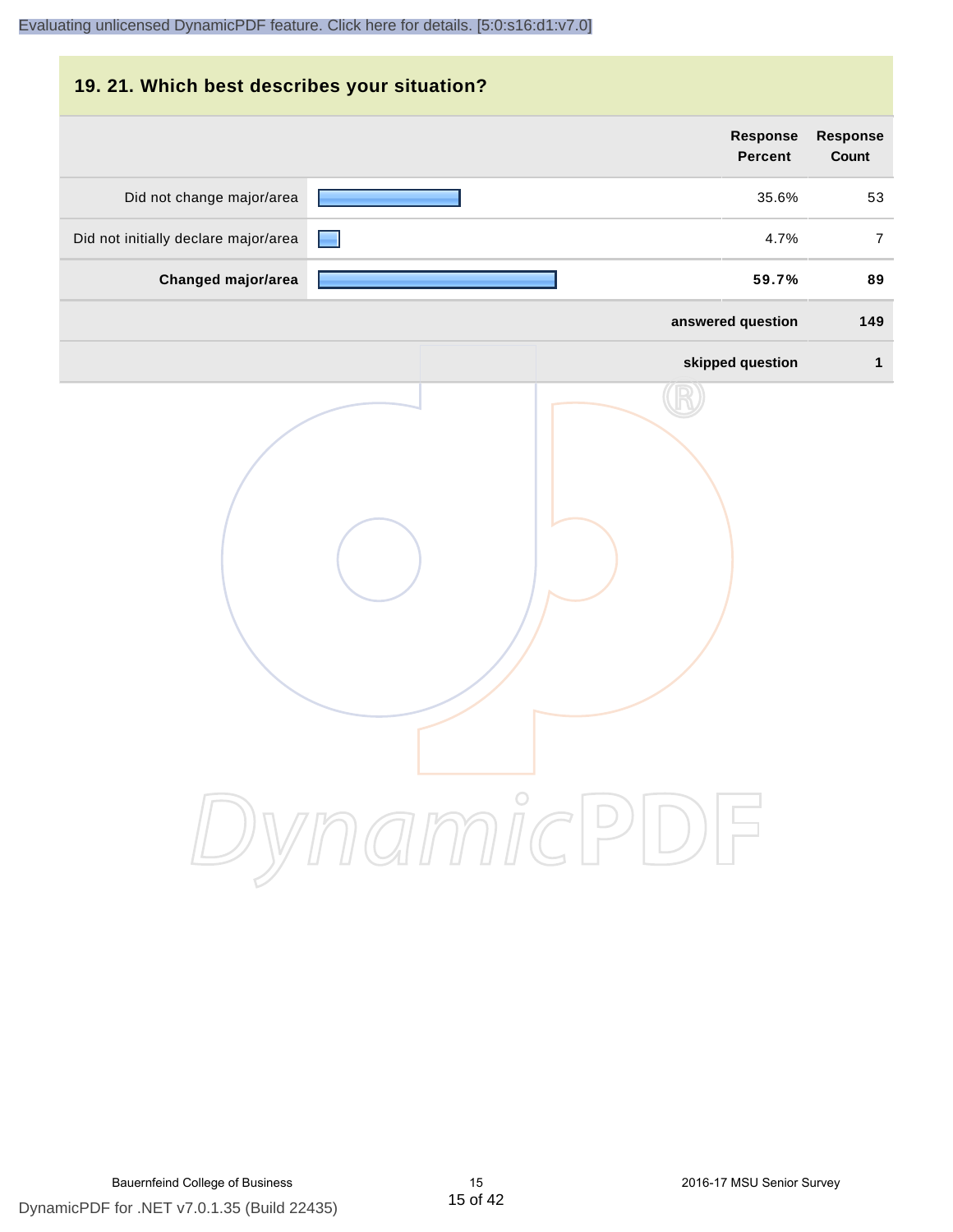## 19. 21. Which best describes your situation?

| | Response Percent | Response Count |
|---|---|---|
| Did not change major/area | 35.6% | 53 |
| Did not initially declare major/area | 4.7% | 7 |
| **Changed major/area** | **59.7%** | **89** |
| **answered question** | | **149** |
| **skipped question** | | **1** |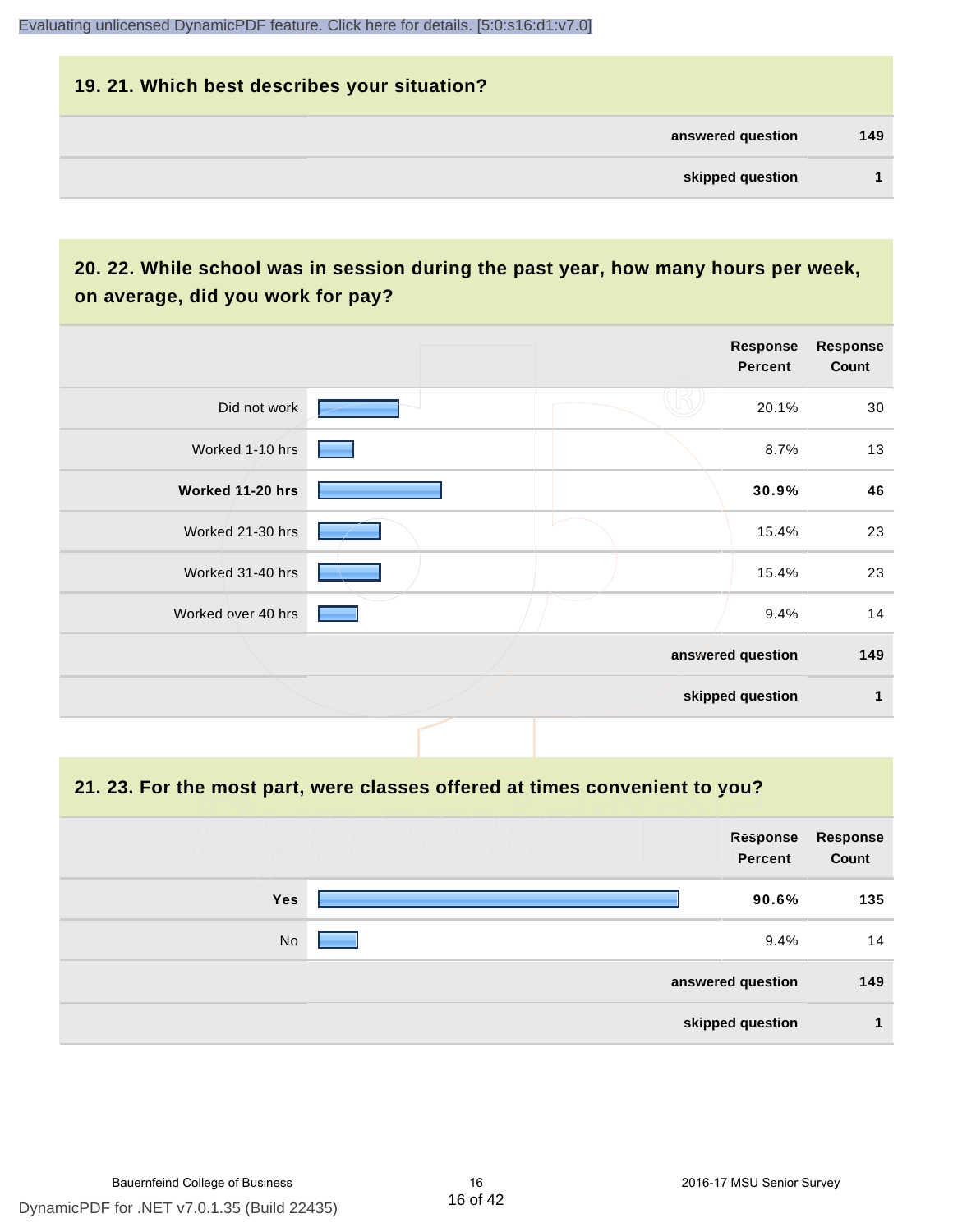## 19. 21. Which best describes your situation?

| | |
|---|---|
| answered question | 149 |
| skipped question | 1 |

## 20. 22. While school was in session during the past year, how many hours per week, on average, did you work for pay?

| | Response Percent | Response Count |
|---|---|---|
| Did not work | 20.1% | 30 |
| Worked 1-10 hrs | 8.7% | 13 |
| **Worked 11-20 hrs** | **30.9%** | **46** |
| Worked 21-30 hrs | 15.4% | 23 |
| Worked 31-40 hrs | 15.4% | 23 |
| Worked over 40 hrs | 9.4% | 14 |
| | answered question | 149 |
| | skipped question | 1 |

## 21. 23. For the most part, were classes offered at times convenient to you?

| | Response Percent | Response Count |
|---|---|---|
| **Yes** | **90.6%** | **135** |
| No | 9.4% | 14 |
| | answered question | 149 |
| | skipped question | 1 |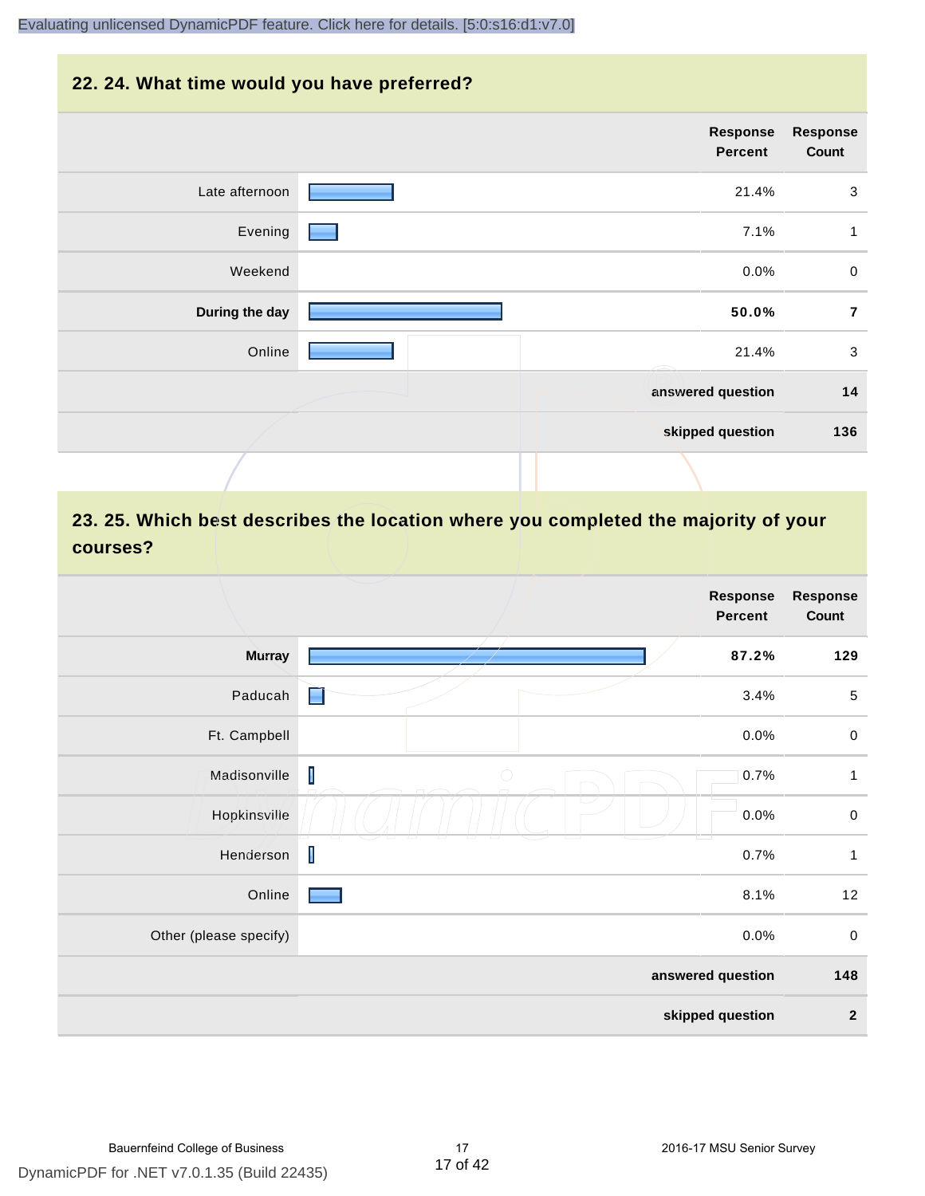## 22. 24. What time would you have preferred?

| | Response Percent | Response Count |
|---|---|---|
| Late afternoon | 21.4% | 3 |
| Evening | 7.1% | 1 |
| Weekend | 0.0% | 0 |
| **During the day** | **50.0%** | **7** |
| Online | 21.4% | 3 |
| | answered question | 14 |
| | skipped question | 136 |

## 23. 25. Which best describes the location where you completed the majority of your courses?

| | Response Percent | Response Count |
|---|---|---|
| **Murray** | **87.2%** | **129** |
| Paducah | 3.4% | 5 |
| Ft. Campbell | 0.0% | 0 |
| Madisonville | 0.7% | 1 |
| Hopkinsville | 0.0% | 0 |
| Henderson | 0.7% | 1 |
| Online | 8.1% | 12 |
| Other (please specify) | 0.0% | 0 |
| | answered question | 148 |
| | skipped question | 2 |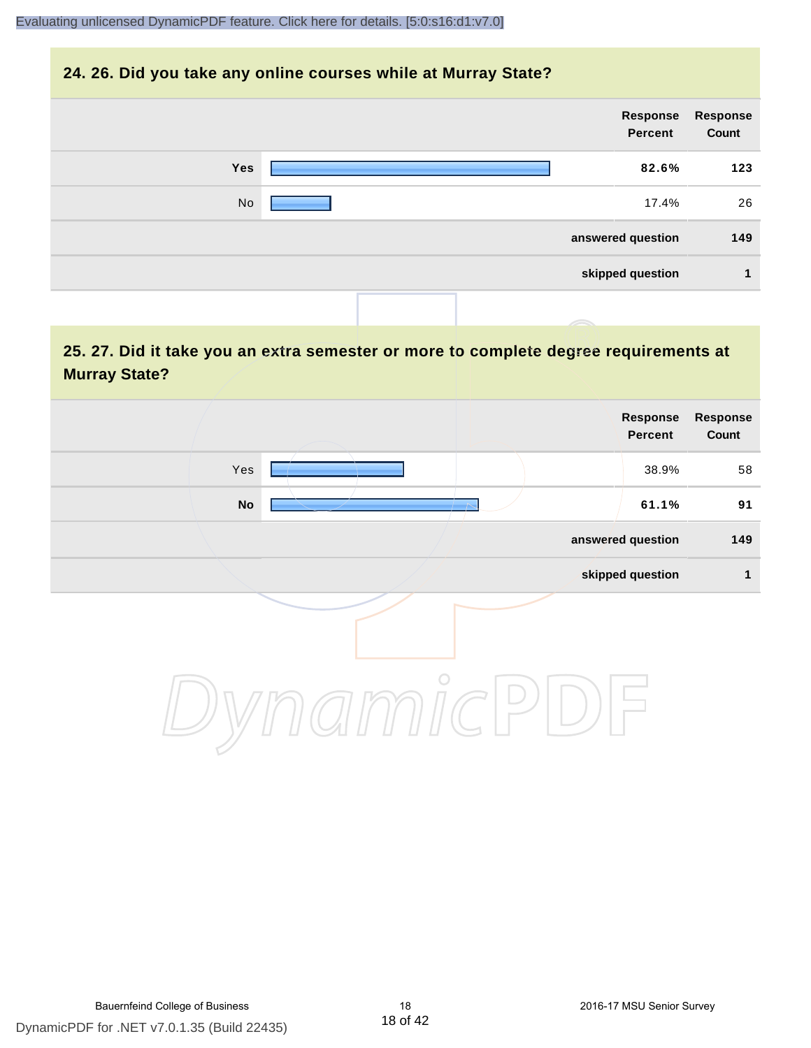## 24. 26. Did you take any online courses while at Murray State?

| | Response Percent | Response Count |
|---|---|---|
| **Yes** | **82.6%** | **123** |
| No | 17.4% | 26 |
| | **answered question** | **149** |
| | **skipped question** | **1** |

## 25. 27. Did it take you an extra semester or more to complete degree requirements at Murray State?

| | Response Percent | Response Count |
|---|---|---|
| Yes | 38.9% | 58 |
| **No** | **61.1%** | **91** |
| | **answered question** | **149** |
| | **skipped question** | **1** |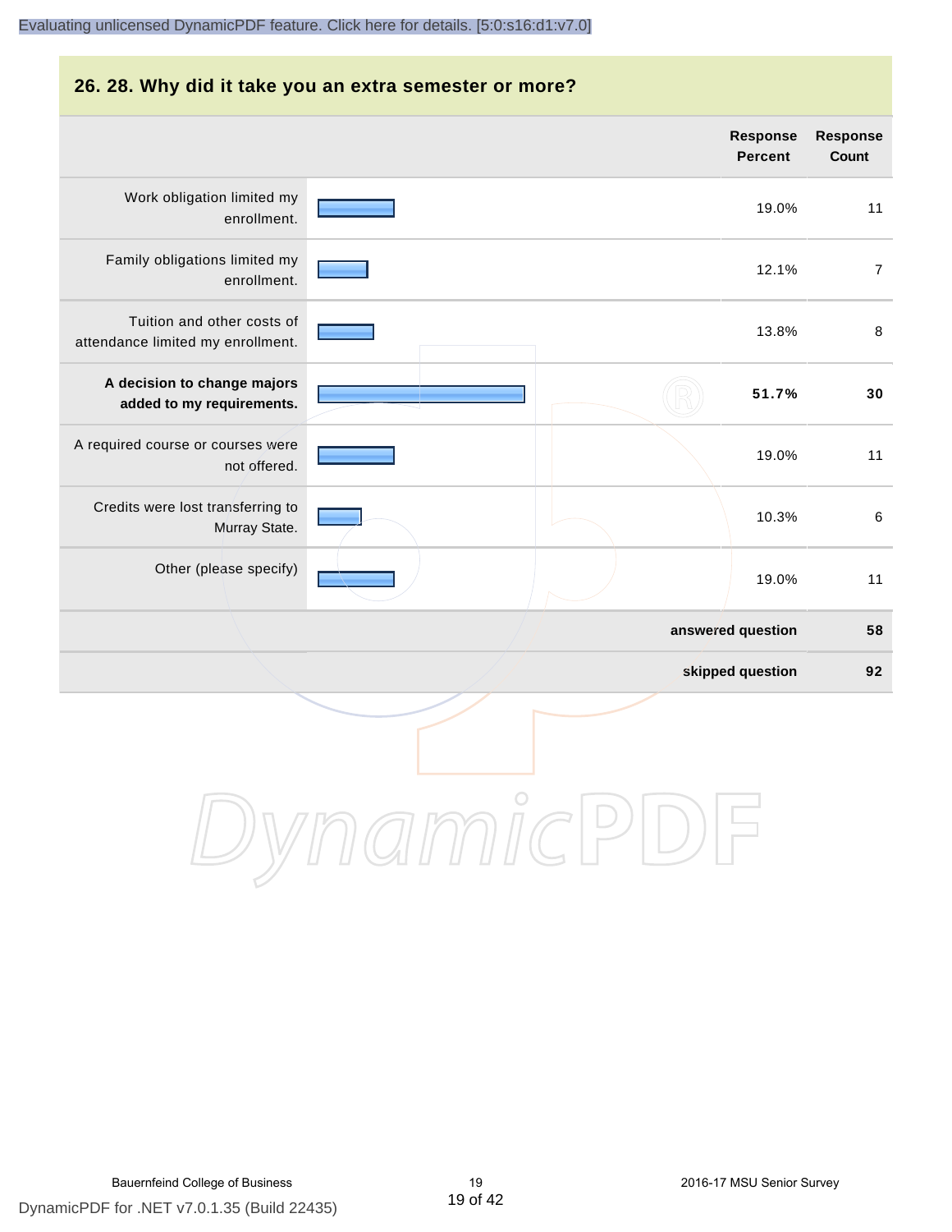## 26. 28. Why did it take you an extra semester or more?

| | Response Percent | Response Count |
|---|---|---|
| Work obligation limited my enrollment. | 19.0% | 11 |
| Family obligations limited my enrollment. | 12.1% | 7 |
| Tuition and other costs of attendance limited my enrollment. | 13.8% | 8 |
| **A decision to change majors added to my requirements.** | **51.7%** | **30** |
| A required course or courses were not offered. | 19.0% | 11 |
| Credits were lost transferring to Murray State. | 10.3% | 6 |
| Other (please specify) | 19.0% | 11 |
| | **answered question** | **58** |
| | **skipped question** | **92** |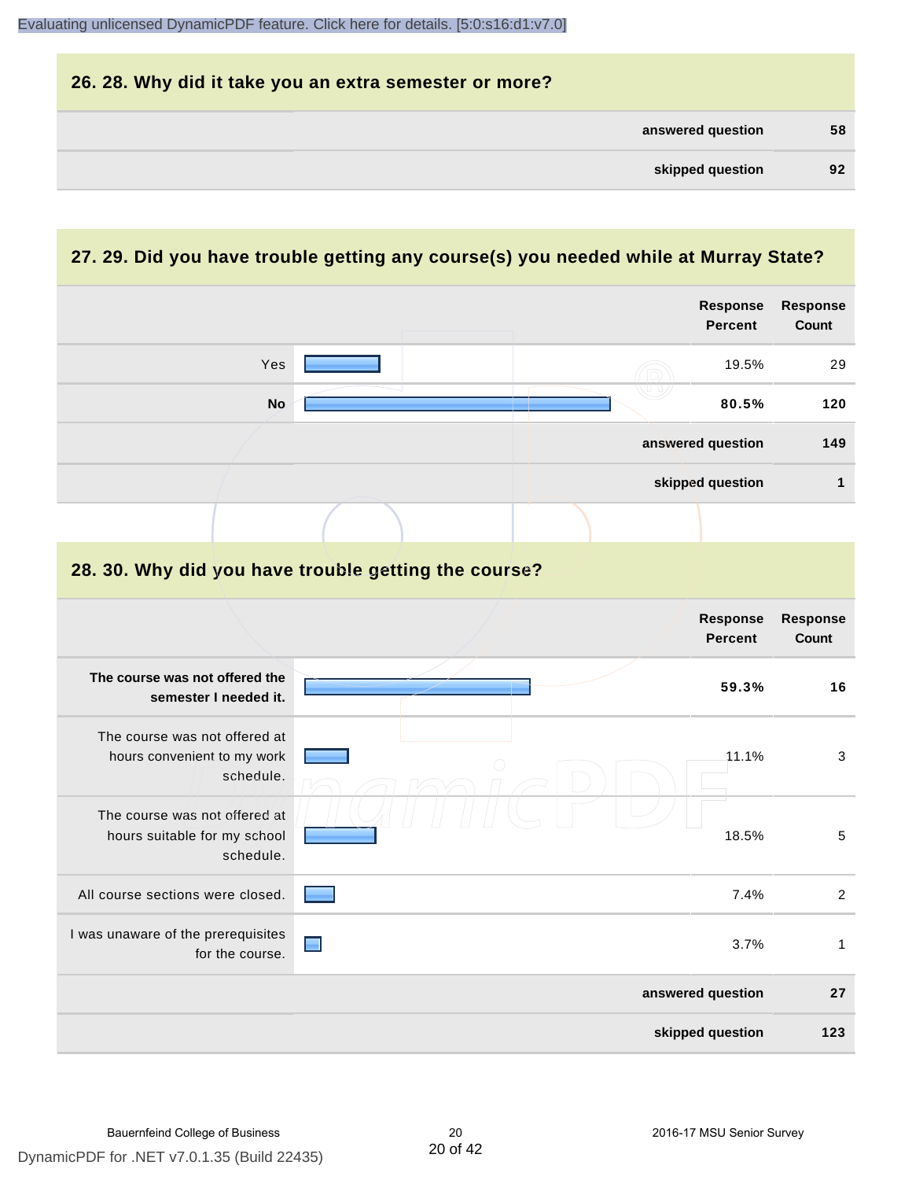## 26. 28. Why did it take you an extra semester or more?

| | |
|---|---|
| answered question | 58 |
| skipped question | 92 |

## 27. 29. Did you have trouble getting any course(s) you needed while at Murray State?

| | Response Percent | Response Count |
|---|---|---|
| Yes | 19.5% | 29 |
| **No** | **80.5%** | **120** |
| answered question | | 149 |
| skipped question | | 1 |

## 28. 30. Why did you have trouble getting the course?

| | Response Percent | Response Count |
|---|---|---|
| **The course was not offered the semester I needed it.** | **59.3%** | **16** |
| The course was not offered at hours convenient to my work schedule. | 11.1% | 3 |
| The course was not offered at hours suitable for my school schedule. | 18.5% | 5 |
| All course sections were closed. | 7.4% | 2 |
| I was unaware of the prerequisites for the course. | 3.7% | 1 |
| answered question | | 27 |
| skipped question | | 123 |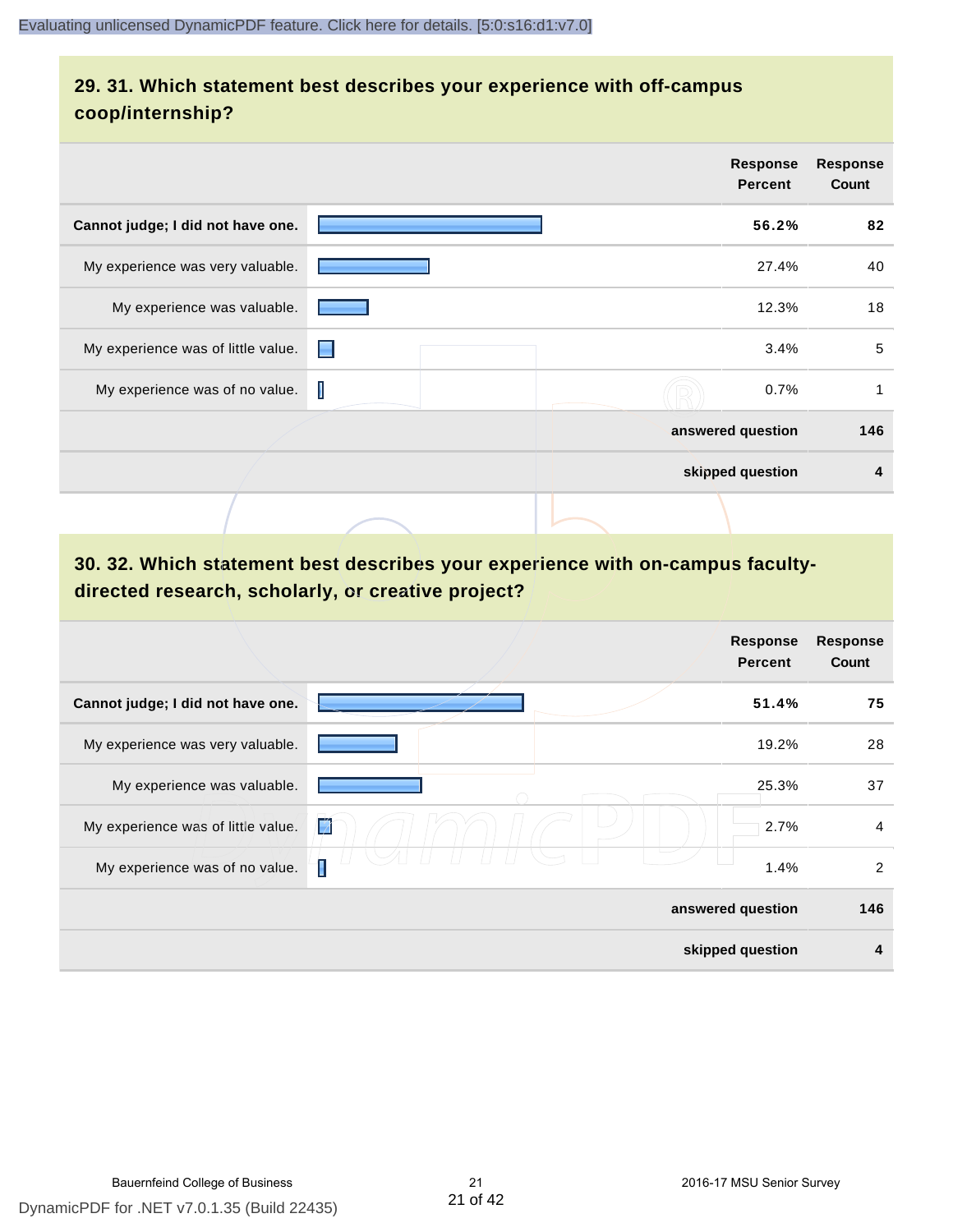## 29. 31. Which statement best describes your experience with off-campus coop/internship?

| | Response Percent | Response Count |
|---|---|---|
| **Cannot judge; I did not have one.** | **56.2%** | **82** |
| My experience was very valuable. | 27.4% | 40 |
| My experience was valuable. | 12.3% | 18 |
| My experience was of little value. | 3.4% | 5 |
| My experience was of no value. | 0.7% | 1 |
| | **answered question** | **146** |
| | **skipped question** | **4** |

## 30. 32. Which statement best describes your experience with on-campus faculty-directed research, scholarly, or creative project?

| | Response Percent | Response Count |
|---|---|---|
| **Cannot judge; I did not have one.** | **51.4%** | **75** |
| My experience was very valuable. | 19.2% | 28 |
| My experience was valuable. | 25.3% | 37 |
| My experience was of little value. | 2.7% | 4 |
| My experience was of no value. | 1.4% | 2 |
| | **answered question** | **146** |
| | **skipped question** | **4** |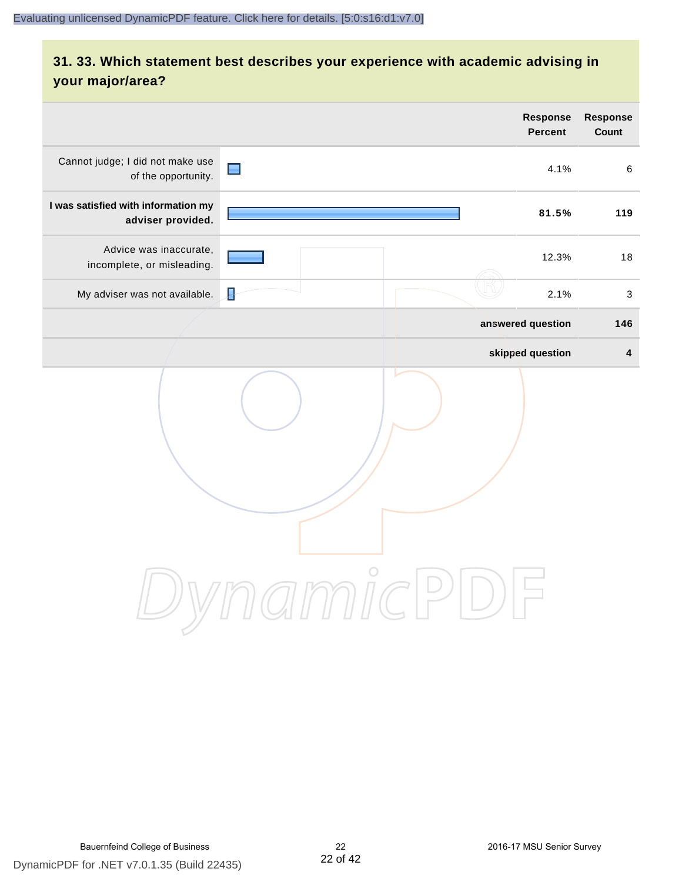## 31. 33. Which statement best describes your experience with academic advising in your major/area?

| | Response Percent | Response Count |
|---|---|---|
| Cannot judge; I did not make use of the opportunity. | 4.1% | 6 |
| **I was satisfied with information my adviser provided.** | **81.5%** | **119** |
| Advice was inaccurate, incomplete, or misleading. | 12.3% | 18 |
| My adviser was not available. | 2.1% | 3 |
| | **answered question** | **146** |
| | **skipped question** | **4** |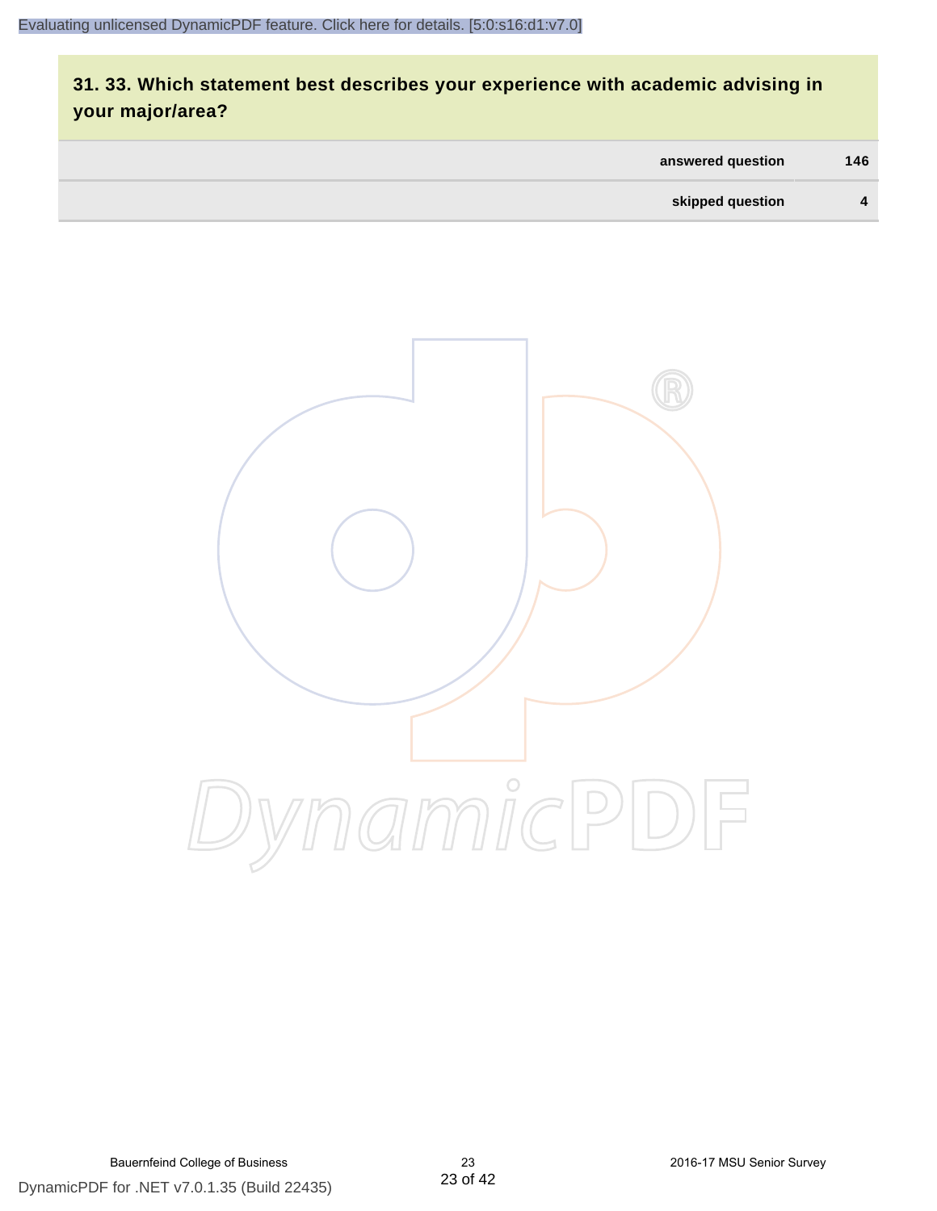## 31. 33. Which statement best describes your experience with academic advising in your major/area?

| | |
|---|---|
| answered question | 146 |
| skipped question | 4 |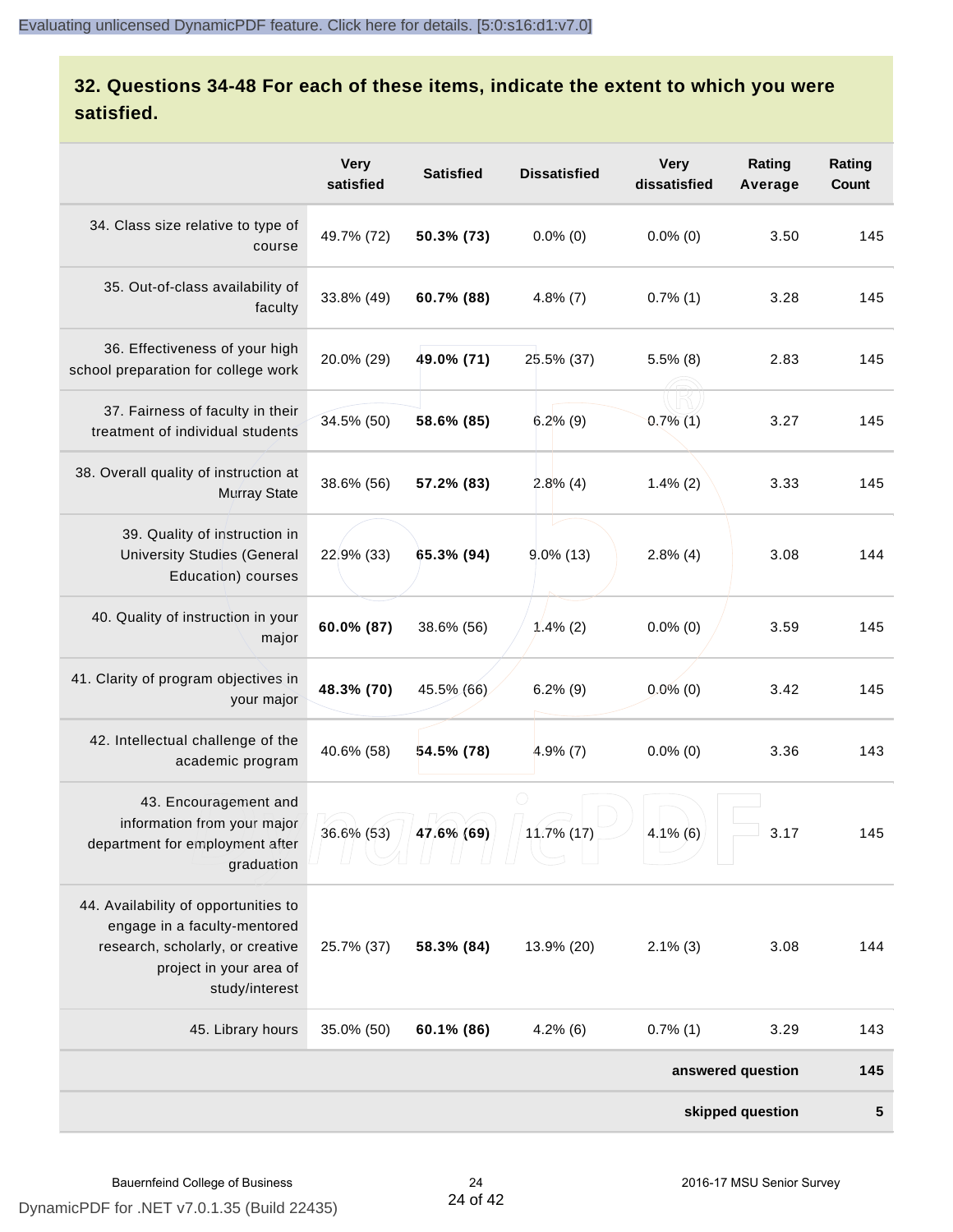## 32. Questions 34-48 For each of these items, indicate the extent to which you were satisfied.

| | Very satisfied | Satisfied | Dissatisfied | Very dissatisfied | Rating Average | Rating Count |
|---|---|---|---|---|---|---|
| 34. Class size relative to type of course | 49.7% (72) | **50.3% (73)** | 0.0% (0) | 0.0% (0) | 3.50 | 145 |
| 35. Out-of-class availability of faculty | 33.8% (49) | **60.7% (88)** | 4.8% (7) | 0.7% (1) | 3.28 | 145 |
| 36. Effectiveness of your high school preparation for college work | 20.0% (29) | **49.0% (71)** | 25.5% (37) | 5.5% (8) | 2.83 | 145 |
| 37. Fairness of faculty in their treatment of individual students | 34.5% (50) | **58.6% (85)** | 6.2% (9) | 0.7% (1) | 3.27 | 145 |
| 38. Overall quality of instruction at Murray State | 38.6% (56) | **57.2% (83)** | 2.8% (4) | 1.4% (2) | 3.33 | 145 |
| 39. Quality of instruction in University Studies (General Education) courses | 22.9% (33) | **65.3% (94)** | 9.0% (13) | 2.8% (4) | 3.08 | 144 |
| 40. Quality of instruction in your major | **60.0% (87)** | 38.6% (56) | 1.4% (2) | 0.0% (0) | 3.59 | 145 |
| 41. Clarity of program objectives in your major | **48.3% (70)** | 45.5% (66) | 6.2% (9) | 0.0% (0) | 3.42 | 145 |
| 42. Intellectual challenge of the academic program | 40.6% (58) | **54.5% (78)** | 4.9% (7) | 0.0% (0) | 3.36 | 143 |
| 43. Encouragement and information from your major department for employment after graduation | 36.6% (53) | **47.6% (69)** | 11.7% (17) | 4.1% (6) | 3.17 | 145 |
| 44. Availability of opportunities to engage in a faculty-mentored research, scholarly, or creative project in your area of study/interest | 25.7% (37) | **58.3% (84)** | 13.9% (20) | 2.1% (3) | 3.08 | 144 |
| 45. Library hours | 35.0% (50) | **60.1% (86)** | 4.2% (6) | 0.7% (1) | 3.29 | 143 |
| | | | | | **answered question** | **145** |
| | | | | | **skipped question** | **5** |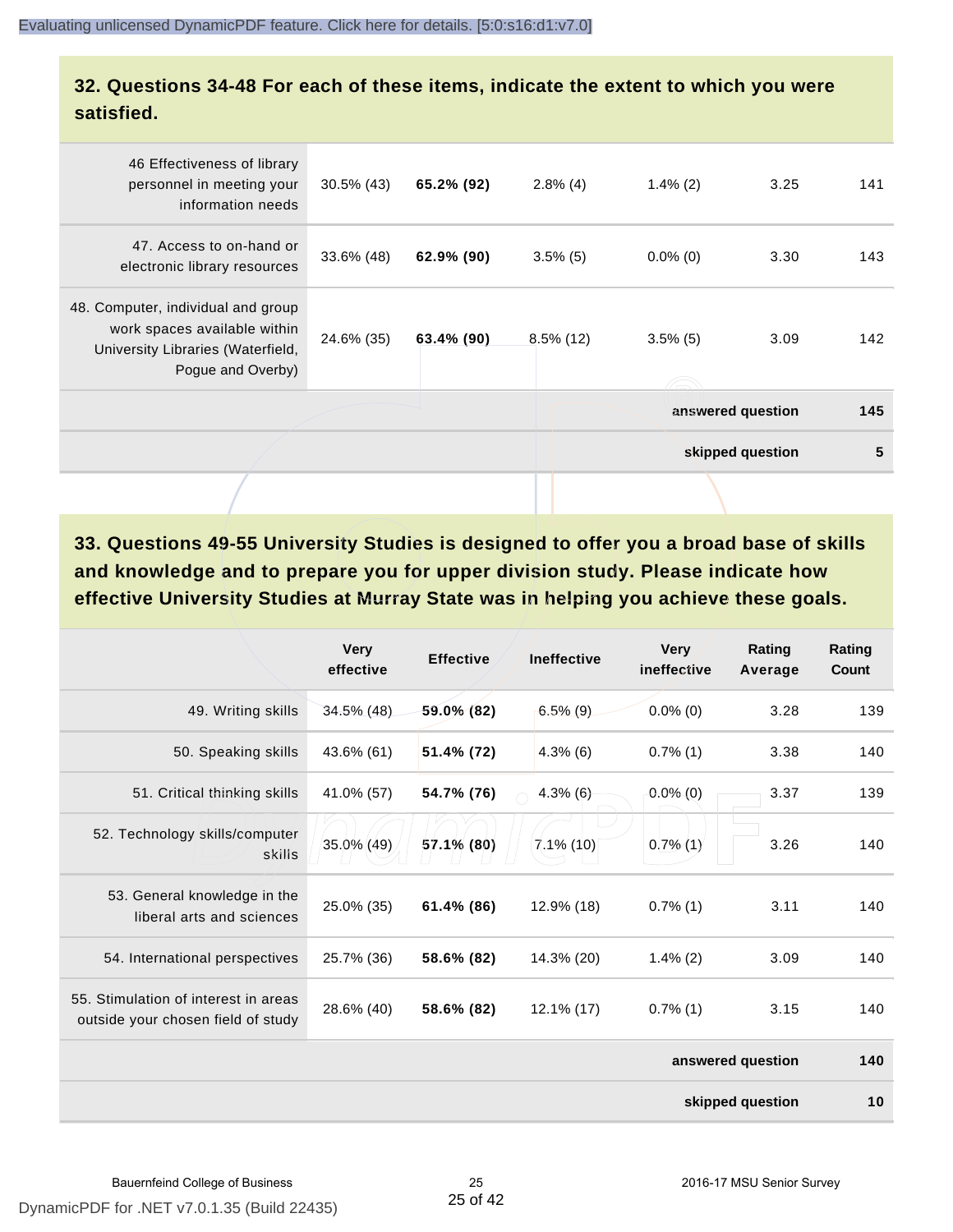## 32. Questions 34-48 For each of these items, indicate the extent to which you were satisfied.

| | | | | | | |
|---|---|---|---|---|---|---|
| 46 Effectiveness of library personnel in meeting your information needs | 30.5% (43) | **65.2% (92)** | 2.8% (4) | 1.4% (2) | 3.25 | 141 |
| 47. Access to on-hand or electronic library resources | 33.6% (48) | **62.9% (90)** | 3.5% (5) | 0.0% (0) | 3.30 | 143 |
| 48. Computer, individual and group work spaces available within University Libraries (Waterfield, Pogue and Overby) | 24.6% (35) | **63.4% (90)** | 8.5% (12) | 3.5% (5) | 3.09 | 142 |
| | | | | | **answered question** | **145** |
| | | | | | **skipped question** | **5** |

## 33. Questions 49-55 University Studies is designed to offer you a broad base of skills and knowledge and to prepare you for upper division study. Please indicate how effective University Studies at Murray State was in helping you achieve these goals.

| | Very effective | Effective | Ineffective | Very ineffective | Rating Average | Rating Count |
|---|---|---|---|---|---|---|
| 49. Writing skills | 34.5% (48) | **59.0% (82)** | 6.5% (9) | 0.0% (0) | 3.28 | 139 |
| 50. Speaking skills | 43.6% (61) | **51.4% (72)** | 4.3% (6) | 0.7% (1) | 3.38 | 140 |
| 51. Critical thinking skills | 41.0% (57) | **54.7% (76)** | 4.3% (6) | 0.0% (0) | 3.37 | 139 |
| 52. Technology skills/computer skills | 35.0% (49) | **57.1% (80)** | 7.1% (10) | 0.7% (1) | 3.26 | 140 |
| 53. General knowledge in the liberal arts and sciences | 25.0% (35) | **61.4% (86)** | 12.9% (18) | 0.7% (1) | 3.11 | 140 |
| 54. International perspectives | 25.7% (36) | **58.6% (82)** | 14.3% (20) | 1.4% (2) | 3.09 | 140 |
| 55. Stimulation of interest in areas outside your chosen field of study | 28.6% (40) | **58.6% (82)** | 12.1% (17) | 0.7% (1) | 3.15 | 140 |
| | | | | | **answered question** | **140** |
| | | | | | **skipped question** | **10** |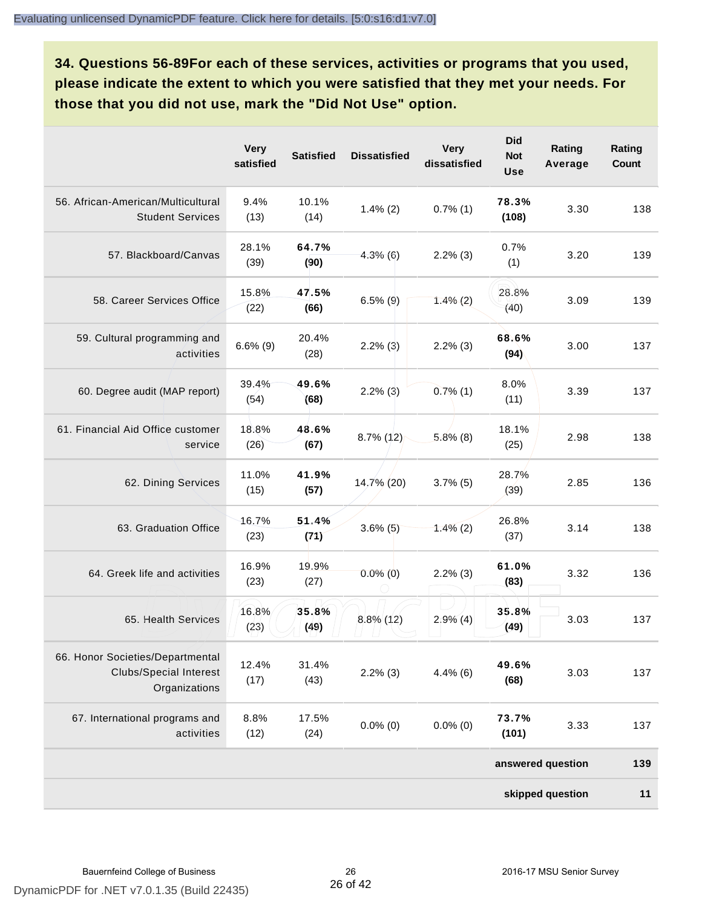## 34. Questions 56-89For each of these services, activities or programs that you used, please indicate the extent to which you were satisfied that they met your needs. For those that you did not use, mark the "Did Not Use" option.

| | Very satisfied | Satisfied | Dissatisfied | Very dissatisfied | Did Not Use | Rating Average | Rating Count |
|---|---|---|---|---|---|---|---|
| 56. African-American/Multicultural Student Services | 9.4% (13) | 10.1% (14) | 1.4% (2) | 0.7% (1) | **78.3% (108)** | 3.30 | 138 |
| 57. Blackboard/Canvas | 28.1% (39) | **64.7% (90)** | 4.3% (6) | 2.2% (3) | 0.7% (1) | 3.20 | 139 |
| 58. Career Services Office | 15.8% (22) | **47.5% (66)** | 6.5% (9) | 1.4% (2) | 28.8% (40) | 3.09 | 139 |
| 59. Cultural programming and activities | 6.6% (9) | 20.4% (28) | 2.2% (3) | 2.2% (3) | **68.6% (94)** | 3.00 | 137 |
| 60. Degree audit (MAP report) | 39.4% (54) | **49.6% (68)** | 2.2% (3) | 0.7% (1) | 8.0% (11) | 3.39 | 137 |
| 61. Financial Aid Office customer service | 18.8% (26) | **48.6% (67)** | 8.7% (12) | 5.8% (8) | 18.1% (25) | 2.98 | 138 |
| 62. Dining Services | 11.0% (15) | **41.9% (57)** | 14.7% (20) | 3.7% (5) | 28.7% (39) | 2.85 | 136 |
| 63. Graduation Office | 16.7% (23) | **51.4% (71)** | 3.6% (5) | 1.4% (2) | 26.8% (37) | 3.14 | 138 |
| 64. Greek life and activities | 16.9% (23) | 19.9% (27) | 0.0% (0) | 2.2% (3) | **61.0% (83)** | 3.32 | 136 |
| 65. Health Services | 16.8% (23) | **35.8% (49)** | 8.8% (12) | 2.9% (4) | **35.8% (49)** | 3.03 | 137 |
| 66. Honor Societies/Departmental Clubs/Special Interest Organizations | 12.4% (17) | 31.4% (43) | 2.2% (3) | 4.4% (6) | **49.6% (68)** | 3.03 | 137 |
| 67. International programs and activities | 8.8% (12) | 17.5% (24) | 0.0% (0) | 0.0% (0) | **73.7% (101)** | 3.33 | 137 |
| | | | | | | **answered question** | **139** |
| | | | | | | **skipped question** | **11** |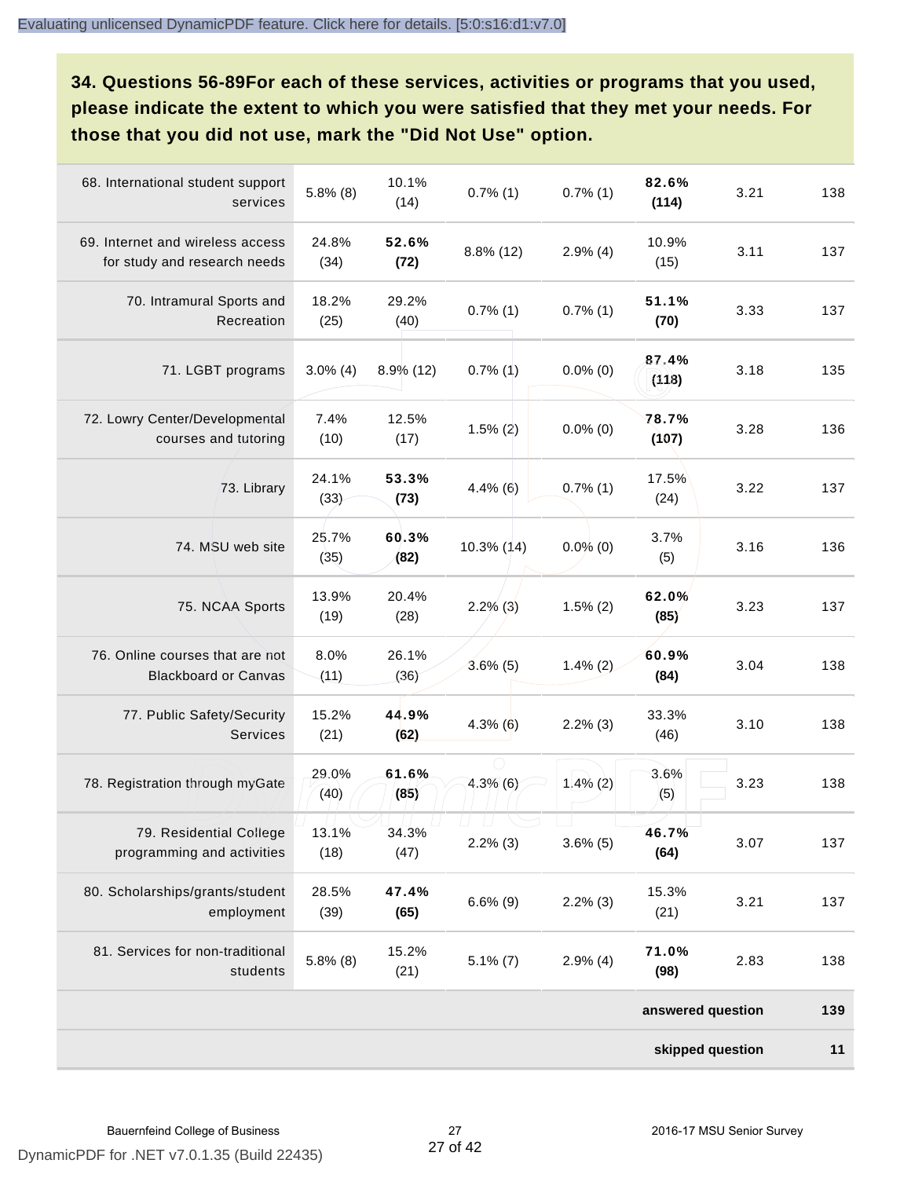## 34. Questions 56-89For each of these services, activities or programs that you used, please indicate the extent to which you were satisfied that they met your needs. For those that you did not use, mark the "Did Not Use" option.

| | | | | | | | |
|---|---|---|---|---|---|---|---|
| 68. International student support services | 5.8% (8) | 10.1% (14) | 0.7% (1) | 0.7% (1) | **82.6% (114)** | 3.21 | 138 |
| 69. Internet and wireless access for study and research needs | 24.8% (34) | **52.6% (72)** | 8.8% (12) | 2.9% (4) | 10.9% (15) | 3.11 | 137 |
| 70. Intramural Sports and Recreation | 18.2% (25) | 29.2% (40) | 0.7% (1) | 0.7% (1) | **51.1% (70)** | 3.33 | 137 |
| 71. LGBT programs | 3.0% (4) | 8.9% (12) | 0.7% (1) | 0.0% (0) | **87.4% (118)** | 3.18 | 135 |
| 72. Lowry Center/Developmental courses and tutoring | 7.4% (10) | 12.5% (17) | 1.5% (2) | 0.0% (0) | **78.7% (107)** | 3.28 | 136 |
| 73. Library | 24.1% (33) | **53.3% (73)** | 4.4% (6) | 0.7% (1) | 17.5% (24) | 3.22 | 137 |
| 74. MSU web site | 25.7% (35) | **60.3% (82)** | 10.3% (14) | 0.0% (0) | 3.7% (5) | 3.16 | 136 |
| 75. NCAA Sports | 13.9% (19) | 20.4% (28) | 2.2% (3) | 1.5% (2) | **62.0% (85)** | 3.23 | 137 |
| 76. Online courses that are not Blackboard or Canvas | 8.0% (11) | 26.1% (36) | 3.6% (5) | 1.4% (2) | **60.9% (84)** | 3.04 | 138 |
| 77. Public Safety/Security Services | 15.2% (21) | **44.9% (62)** | 4.3% (6) | 2.2% (3) | 33.3% (46) | 3.10 | 138 |
| 78. Registration through myGate | 29.0% (40) | **61.6% (85)** | 4.3% (6) | 1.4% (2) | 3.6% (5) | 3.23 | 138 |
| 79. Residential College programming and activities | 13.1% (18) | 34.3% (47) | 2.2% (3) | 3.6% (5) | **46.7% (64)** | 3.07 | 137 |
| 80. Scholarships/grants/student employment | 28.5% (39) | **47.4% (65)** | 6.6% (9) | 2.2% (3) | 15.3% (21) | 3.21 | 137 |
| 81. Services for non-traditional students | 5.8% (8) | 15.2% (21) | 5.1% (7) | 2.9% (4) | **71.0% (98)** | 2.83 | 138 |
| | | | | | | **answered question** | **139** |
| | | | | | | **skipped question** | **11** |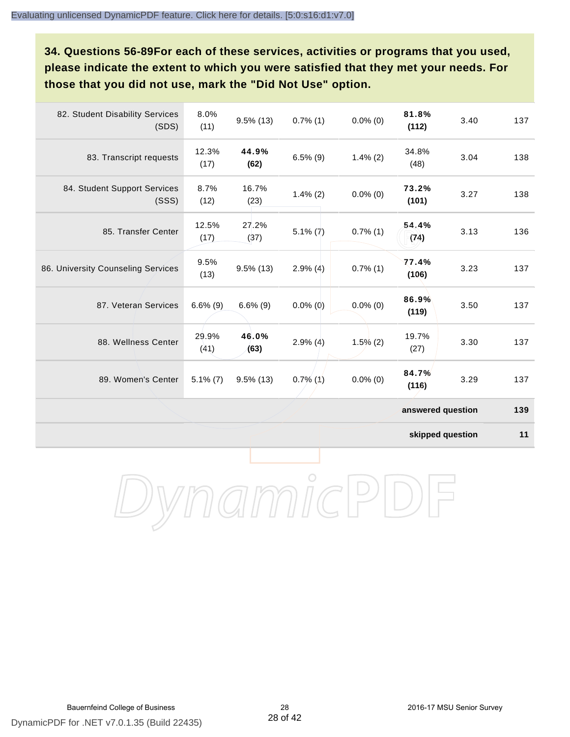**34. Questions 56-89For each of these services, activities or programs that you used, please indicate the extent to which you were satisfied that they met your needs. For those that you did not use, mark the "Did Not Use" option.**

| | | | | | | | |
|---|---|---|---|---|---|---|---|
| 82. Student Disability Services (SDS) | 8.0% (11) | 9.5% (13) | 0.7% (1) | 0.0% (0) | **81.8% (112)** | 3.40 | 137 |
| 83. Transcript requests | 12.3% (17) | **44.9% (62)** | 6.5% (9) | 1.4% (2) | 34.8% (48) | 3.04 | 138 |
| 84. Student Support Services (SSS) | 8.7% (12) | 16.7% (23) | 1.4% (2) | 0.0% (0) | **73.2% (101)** | 3.27 | 138 |
| 85. Transfer Center | 12.5% (17) | 27.2% (37) | 5.1% (7) | 0.7% (1) | **54.4% (74)** | 3.13 | 136 |
| 86. University Counseling Services | 9.5% (13) | 9.5% (13) | 2.9% (4) | 0.7% (1) | **77.4% (106)** | 3.23 | 137 |
| 87. Veteran Services | 6.6% (9) | 6.6% (9) | 0.0% (0) | 0.0% (0) | **86.9% (119)** | 3.50 | 137 |
| 88. Wellness Center | 29.9% (41) | **46.0% (63)** | 2.9% (4) | 1.5% (2) | 19.7% (27) | 3.30 | 137 |
| 89. Women's Center | 5.1% (7) | 9.5% (13) | 0.7% (1) | 0.0% (0) | **84.7% (116)** | 3.29 | 137 |
| | | | | | | **answered question** | **139** |
| | | | | | | **skipped question** | **11** |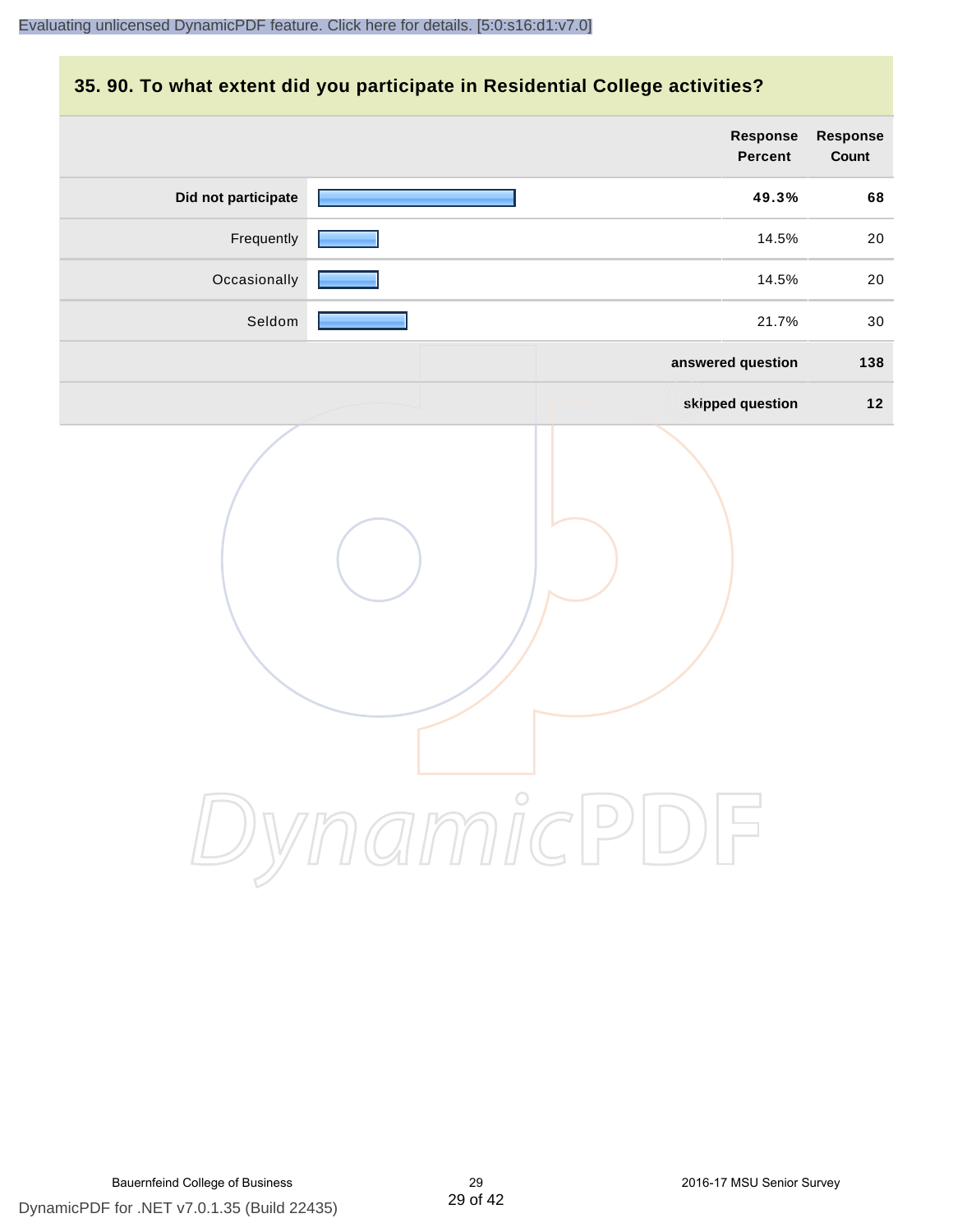## 35. 90. To what extent did you participate in Residential College activities?

| | Response Percent | Response Count |
|---|---|---|
| **Did not participate** | **49.3%** | **68** |
| Frequently | 14.5% | 20 |
| Occasionally | 14.5% | 20 |
| Seldom | 21.7% | 30 |
| | **answered question** | **138** |
| | **skipped question** | **12** |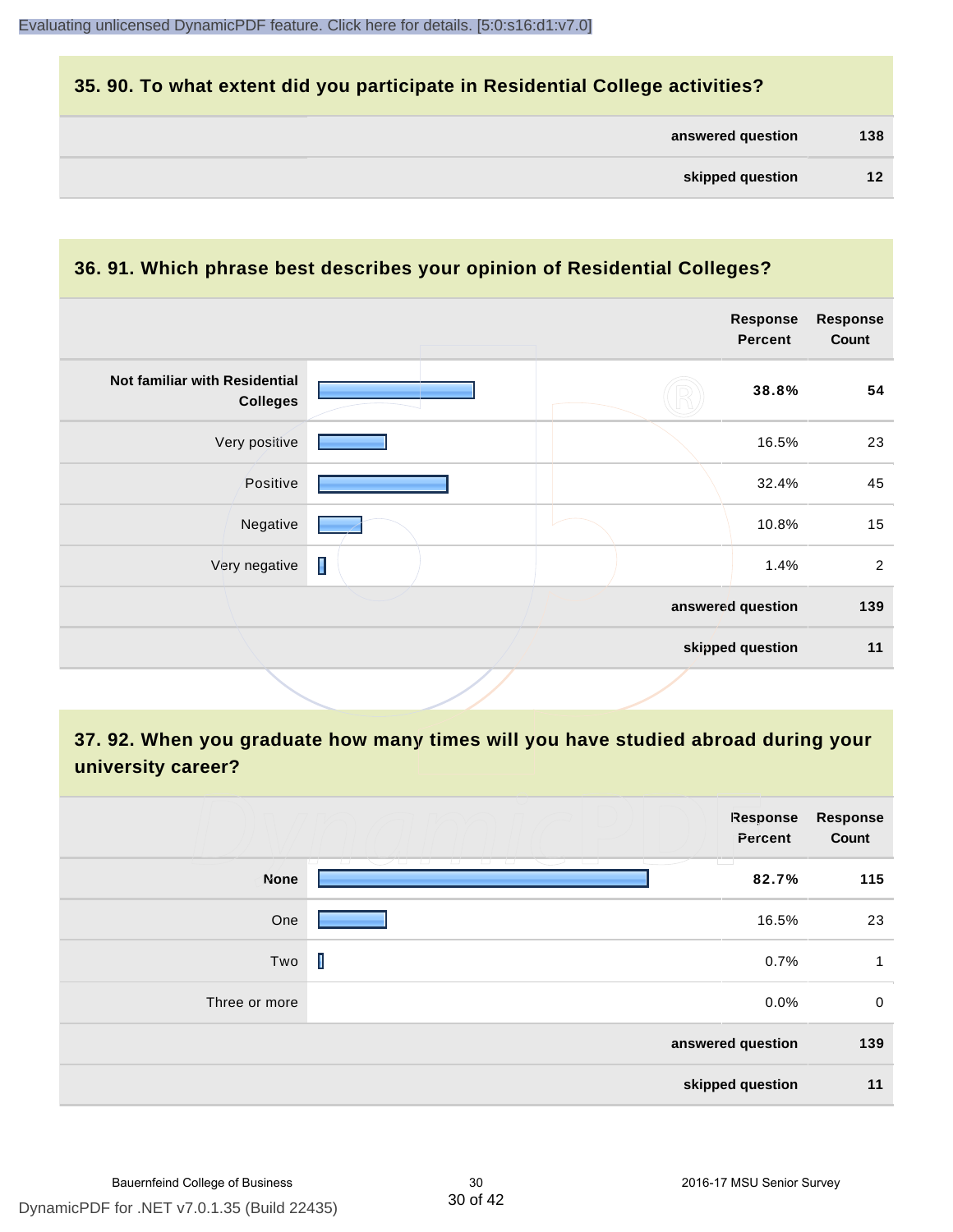## 35. 90. To what extent did you participate in Residential College activities?

| | |
|---|---|
| answered question | 138 |
| skipped question | 12 |

## 36. 91. Which phrase best describes your opinion of Residential Colleges?

| | Response Percent | Response Count |
|---|---|---|
| **Not familiar with Residential Colleges** | **38.8%** | **54** |
| Very positive | 16.5% | 23 |
| Positive | 32.4% | 45 |
| Negative | 10.8% | 15 |
| Very negative | 1.4% | 2 |
| answered question | | 139 |
| skipped question | | 11 |

## 37. 92. When you graduate how many times will you have studied abroad during your university career?

| | Response Percent | Response Count |
|---|---|---|
| **None** | **82.7%** | **115** |
| One | 16.5% | 23 |
| Two | 0.7% | 1 |
| Three or more | 0.0% | 0 |
| answered question | | 139 |
| skipped question | | 11 |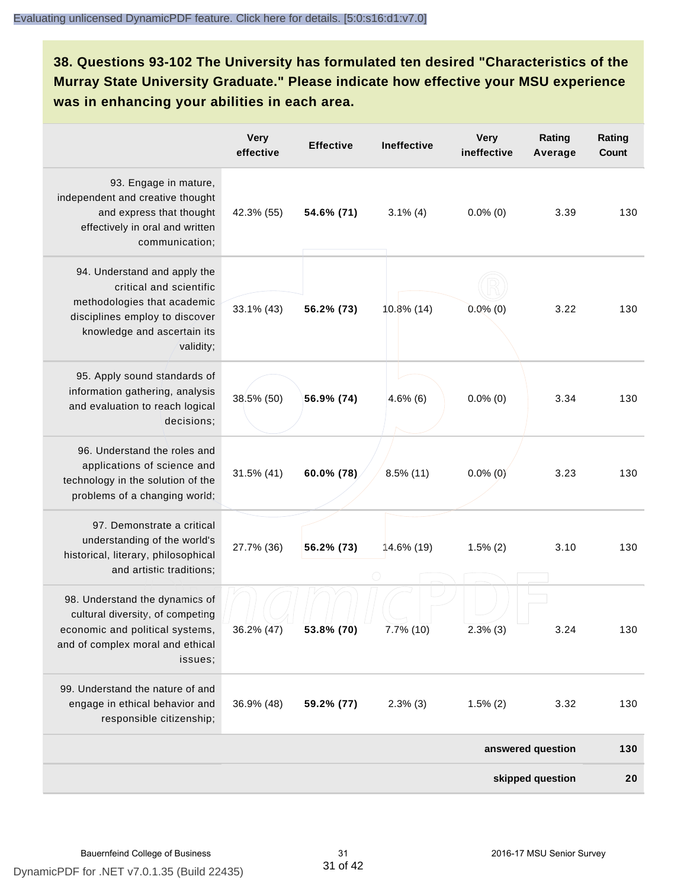## 38. Questions 93-102 The University has formulated ten desired "Characteristics of the Murray State University Graduate." Please indicate how effective your MSU experience was in enhancing your abilities in each area.

| | Very effective | Effective | Ineffective | Very ineffective | Rating Average | Rating Count |
|---|---|---|---|---|---|---|
| 93. Engage in mature, independent and creative thought and express that thought effectively in oral and written communication; | 42.3% (55) | **54.6% (71)** | 3.1% (4) | 0.0% (0) | 3.39 | 130 |
| 94. Understand and apply the critical and scientific methodologies that academic disciplines employ to discover knowledge and ascertain its validity; | 33.1% (43) | **56.2% (73)** | 10.8% (14) | 0.0% (0) | 3.22 | 130 |
| 95. Apply sound standards of information gathering, analysis and evaluation to reach logical decisions; | 38.5% (50) | **56.9% (74)** | 4.6% (6) | 0.0% (0) | 3.34 | 130 |
| 96. Understand the roles and applications of science and technology in the solution of the problems of a changing world; | 31.5% (41) | **60.0% (78)** | 8.5% (11) | 0.0% (0) | 3.23 | 130 |
| 97. Demonstrate a critical understanding of the world's historical, literary, philosophical and artistic traditions; | 27.7% (36) | **56.2% (73)** | 14.6% (19) | 1.5% (2) | 3.10 | 130 |
| 98. Understand the dynamics of cultural diversity, of competing economic and political systems, and of complex moral and ethical issues; | 36.2% (47) | **53.8% (70)** | 7.7% (10) | 2.3% (3) | 3.24 | 130 |
| 99. Understand the nature of and engage in ethical behavior and responsible citizenship; | 36.9% (48) | **59.2% (77)** | 2.3% (3) | 1.5% (2) | 3.32 | 130 |
| | | | | | **answered question** | **130** |
| | | | | | **skipped question** | **20** |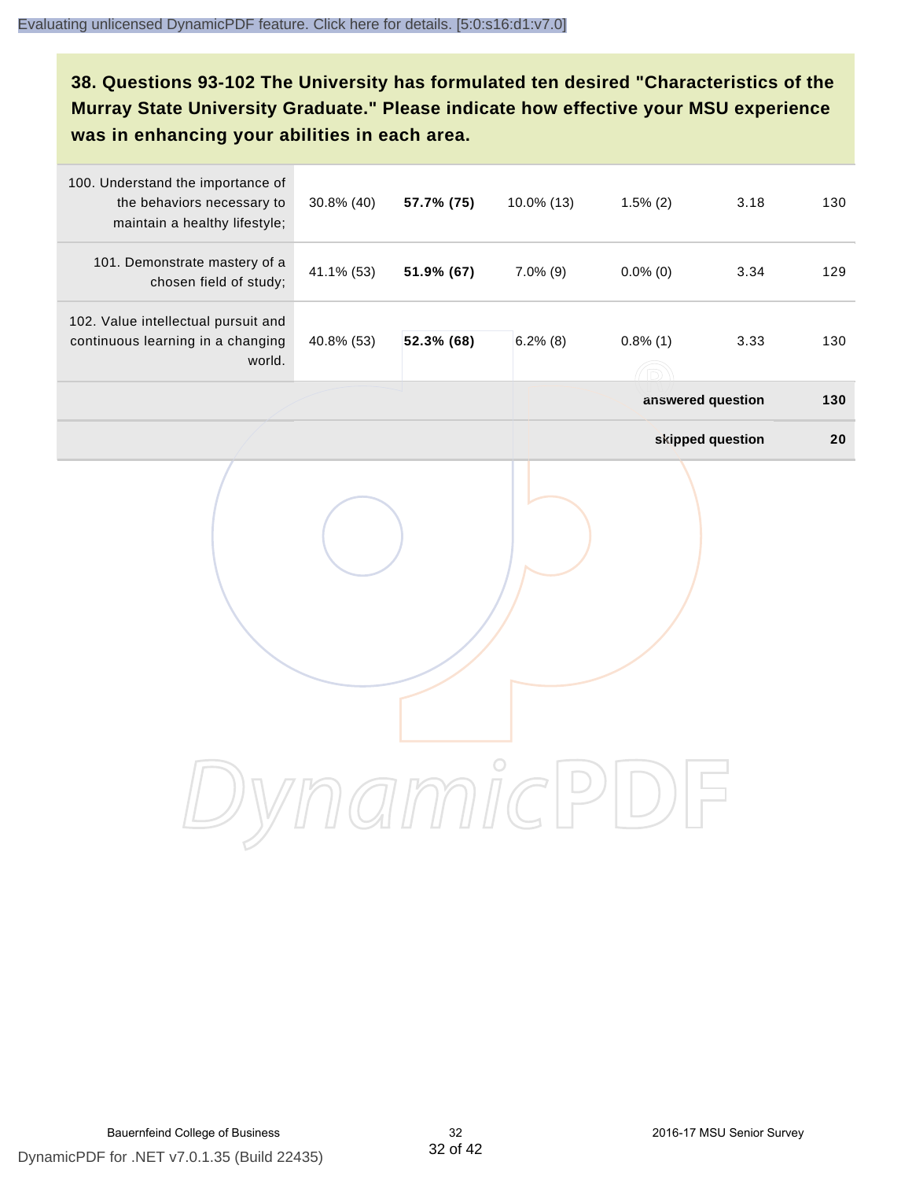## 38. Questions 93-102 The University has formulated ten desired "Characteristics of the Murray State University Graduate." Please indicate how effective your MSU experience was in enhancing your abilities in each area.

| | | | | | | |
|---|---|---|---|---|---|---|
| 100. Understand the importance of the behaviors necessary to maintain a healthy lifestyle; | 30.8% (40) | **57.7% (75)** | 10.0% (13) | 1.5% (2) | 3.18 | 130 |
| 101. Demonstrate mastery of a chosen field of study; | 41.1% (53) | **51.9% (67)** | 7.0% (9) | 0.0% (0) | 3.34 | 129 |
| 102. Value intellectual pursuit and continuous learning in a changing world. | 40.8% (53) | **52.3% (68)** | 6.2% (8) | 0.8% (1) | 3.33 | 130 |
| | | | | | **answered question** | **130** |
| | | | | | **skipped question** | **20** |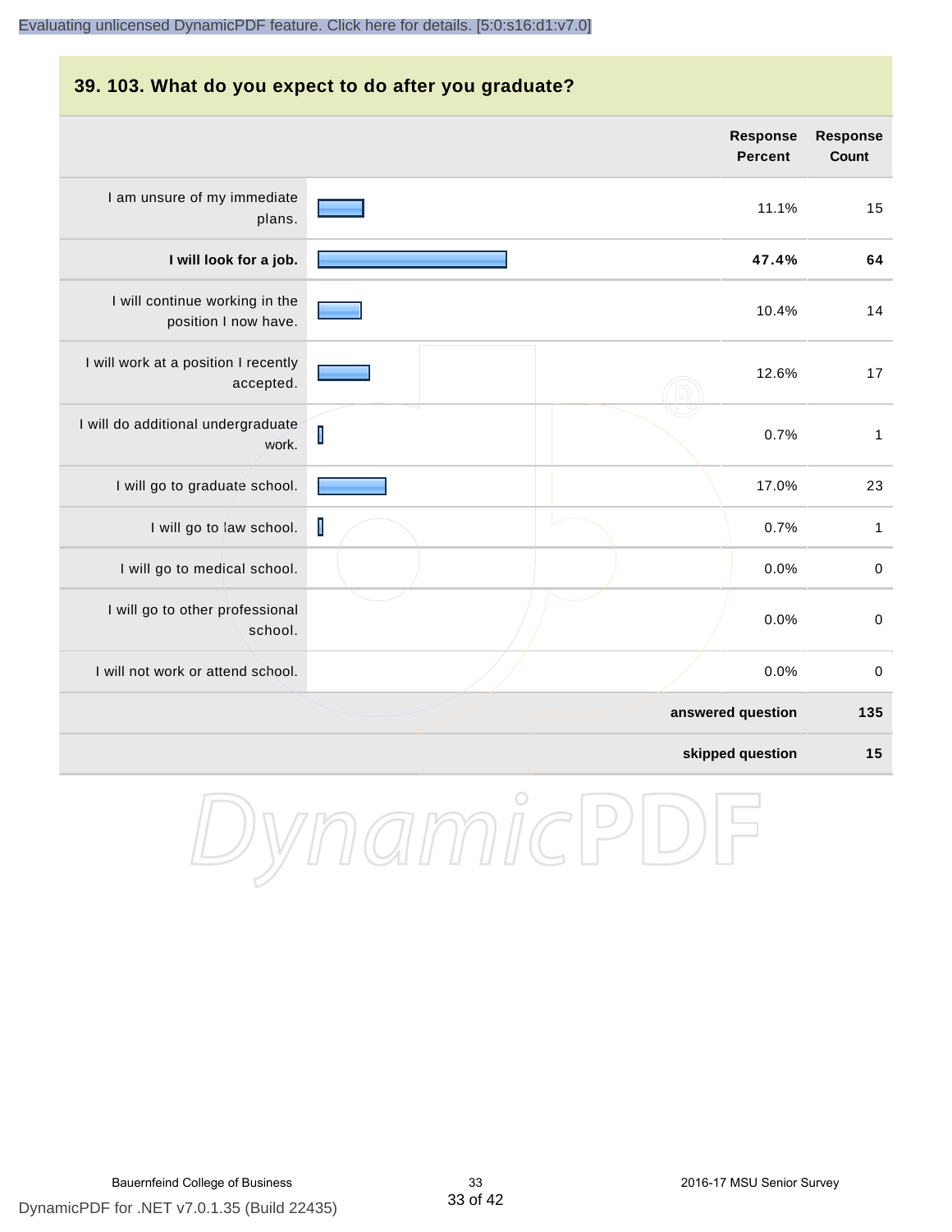## 39. 103. What do you expect to do after you graduate?

| | Response Percent | Response Count |
|---|---|---|
| I am unsure of my immediate plans. | 11.1% | 15 |
| **I will look for a job.** | **47.4%** | **64** |
| I will continue working in the position I now have. | 10.4% | 14 |
| I will work at a position I recently accepted. | 12.6% | 17 |
| I will do additional undergraduate work. | 0.7% | 1 |
| I will go to graduate school. | 17.0% | 23 |
| I will go to law school. | 0.7% | 1 |
| I will go to medical school. | 0.0% | 0 |
| I will go to other professional school. | 0.0% | 0 |
| I will not work or attend school. | 0.0% | 0 |
| | **answered question** | **135** |
| | **skipped question** | **15** |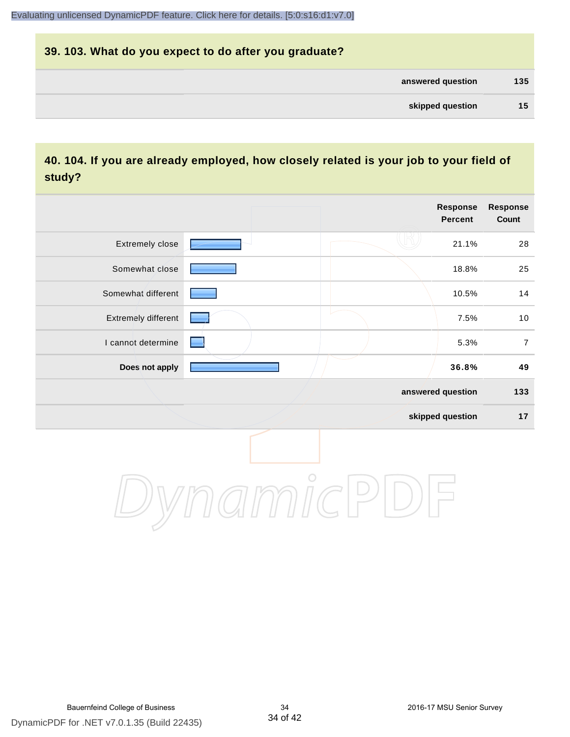## 39. 103. What do you expect to do after you graduate?

| | |
|---|---|
| **answered question** | **135** |
| **skipped question** | **15** |

## 40. 104. If you are already employed, how closely related is your job to your field of study?

| | Response Percent | Response Count |
|---|---|---|
| Extremely close | 21.1% | 28 |
| Somewhat close | 18.8% | 25 |
| Somewhat different | 10.5% | 14 |
| Extremely different | 7.5% | 10 |
| I cannot determine | 5.3% | 7 |
| **Does not apply** | **36.8%** | **49** |
| **answered question** | | **133** |
| **skipped question** | | **17** |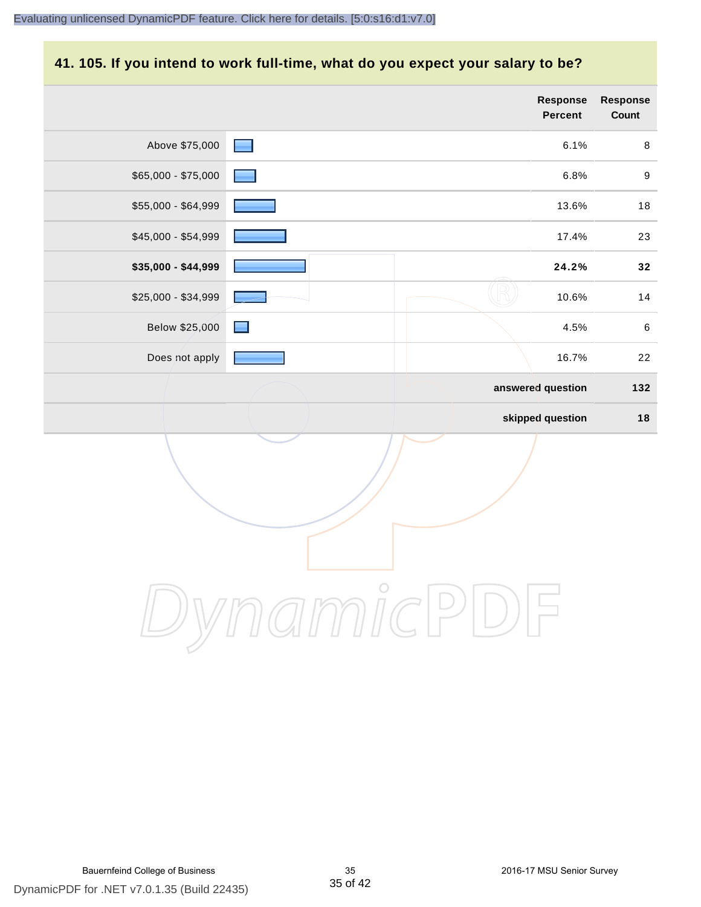## 41. 105. If you intend to work full-time, what do you expect your salary to be?

| | Response Percent | Response Count |
|---|---|---|
| Above $75,000 | 6.1% | 8 |
| $65,000 - $75,000 | 6.8% | 9 |
| $55,000 - $64,999 | 13.6% | 18 |
| $45,000 - $54,999 | 17.4% | 23 |
| **$35,000 - $44,999** | **24.2%** | **32** |
| $25,000 - $34,999 | 10.6% | 14 |
| Below $25,000 | 4.5% | 6 |
| Does not apply | 16.7% | 22 |
| | **answered question** | **132** |
| | **skipped question** | **18** |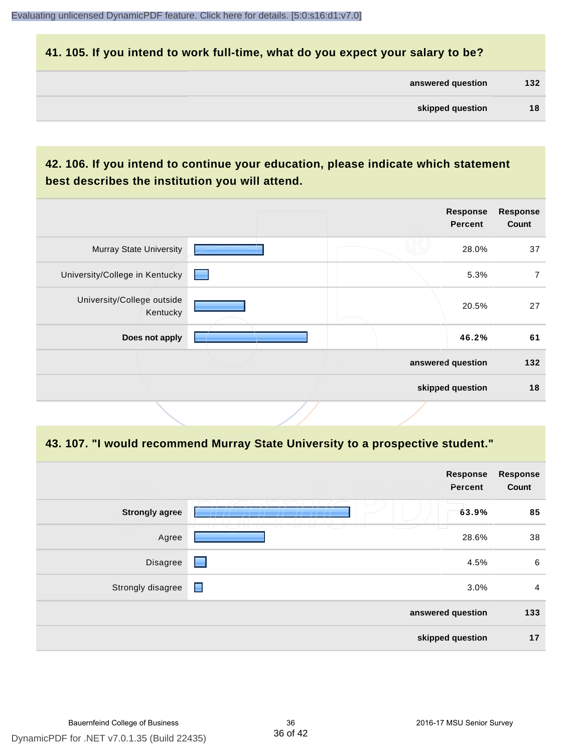## 41. 105. If you intend to work full-time, what do you expect your salary to be?

| | |
|---|---|
| answered question | 132 |
| skipped question | 18 |

## 42. 106. If you intend to continue your education, please indicate which statement best describes the institution you will attend.

| | Response Percent | Response Count |
|---|---|---|
| Murray State University | 28.0% | 37 |
| University/College in Kentucky | 5.3% | 7 |
| University/College outside Kentucky | 20.5% | 27 |
| **Does not apply** | **46.2%** | **61** |
| answered question | | 132 |
| skipped question | | 18 |

## 43. 107. "I would recommend Murray State University to a prospective student."

| | Response Percent | Response Count |
|---|---|---|
| **Strongly agree** | **63.9%** | **85** |
| Agree | 28.6% | 38 |
| Disagree | 4.5% | 6 |
| Strongly disagree | 3.0% | 4 |
| answered question | | 133 |
| skipped question | | 17 |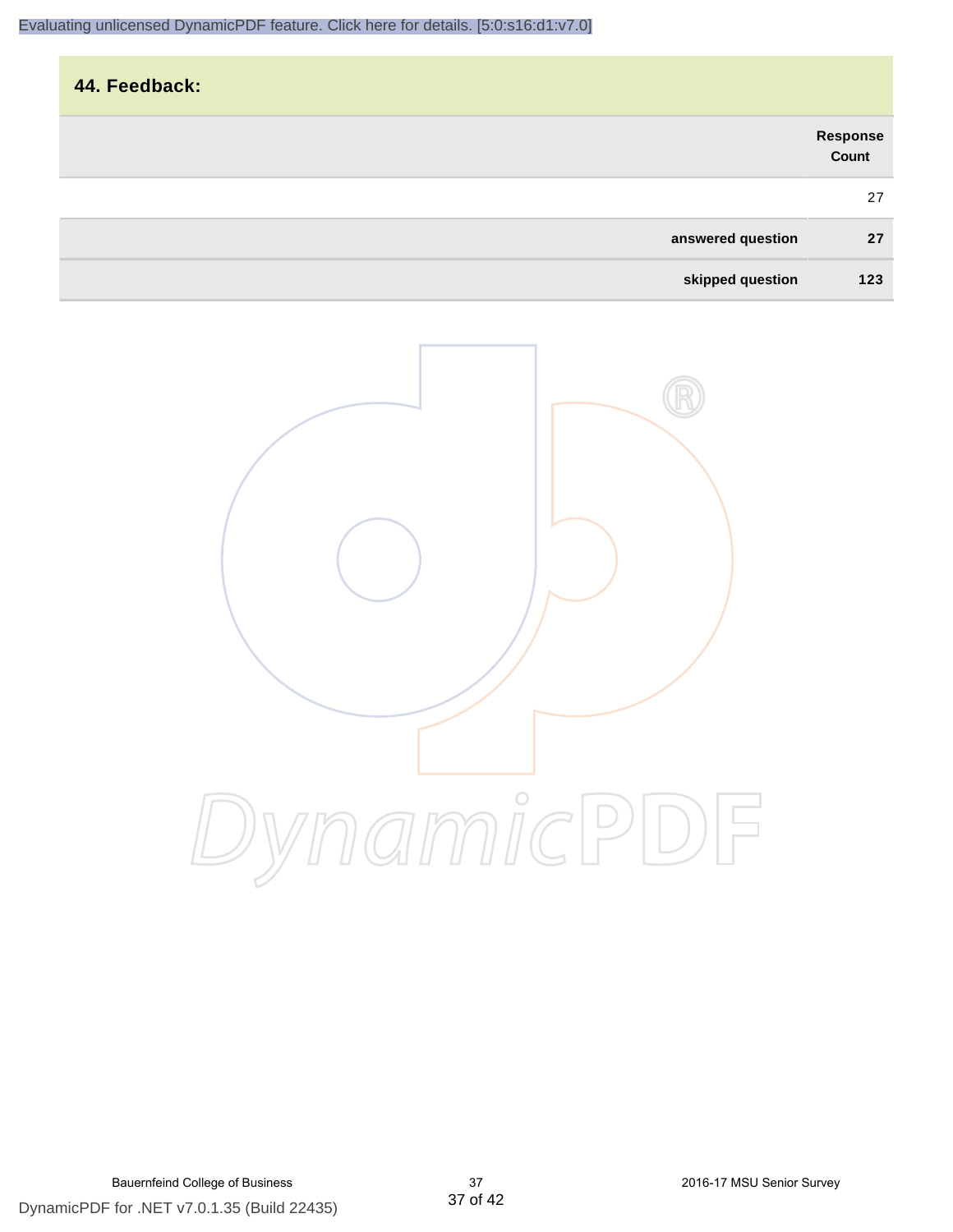## 44. Feedback:

| | Response Count |
|---|---|
| | 27 |
| **answered question** | **27** |
| **skipped question** | **123** |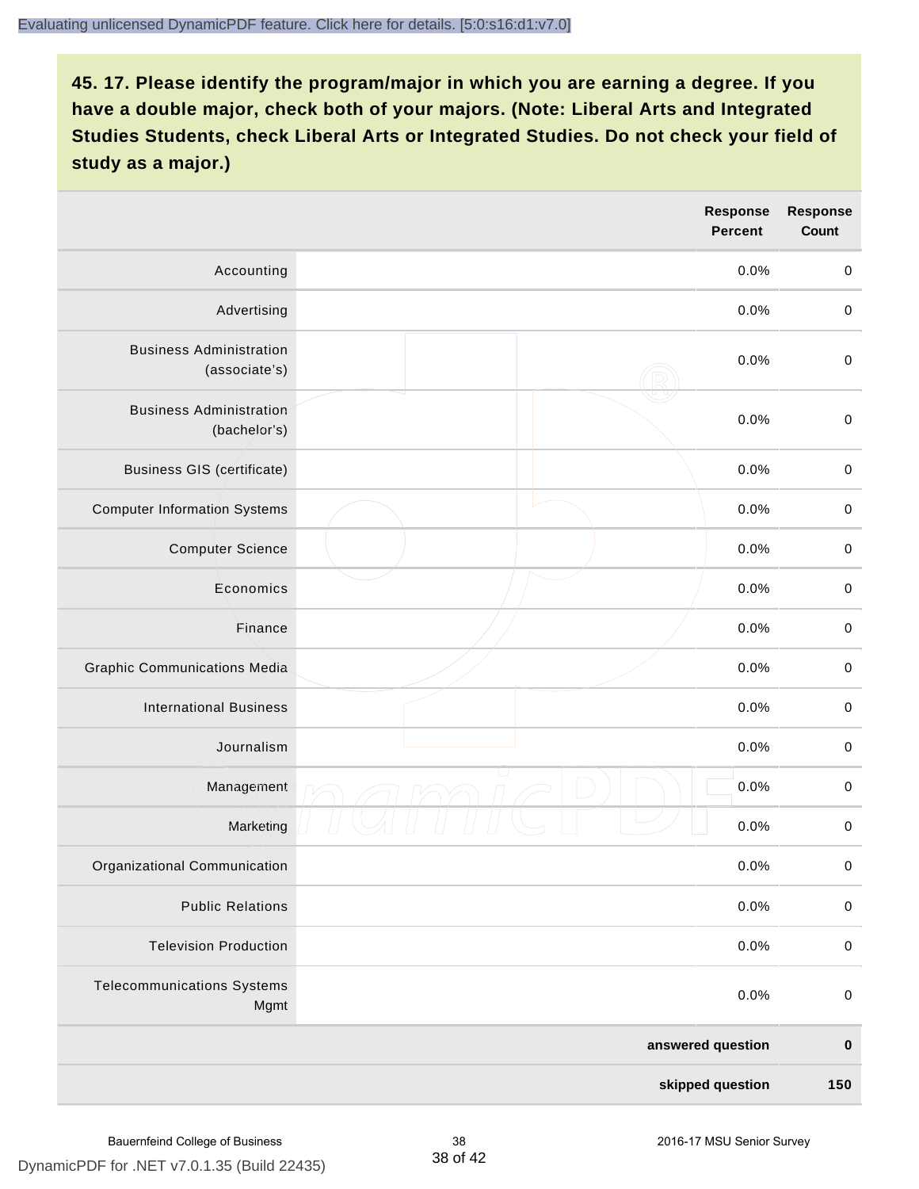**45. 17. Please identify the program/major in which you are earning a degree. If you have a double major, check both of your majors. (Note: Liberal Arts and Integrated Studies Students, check Liberal Arts or Integrated Studies. Do not check your field of study as a major.)**

| | | Response Percent | Response Count |
|---|---|---|---|
| Accounting | | 0.0% | 0 |
| Advertising | | 0.0% | 0 |
| Business Administration (associate's) | | 0.0% | 0 |
| Business Administration (bachelor's) | | 0.0% | 0 |
| Business GIS (certificate) | | 0.0% | 0 |
| Computer Information Systems | | 0.0% | 0 |
| Computer Science | | 0.0% | 0 |
| Economics | | 0.0% | 0 |
| Finance | | 0.0% | 0 |
| Graphic Communications Media | | 0.0% | 0 |
| International Business | | 0.0% | 0 |
| Journalism | | 0.0% | 0 |
| Management | | 0.0% | 0 |
| Marketing | | 0.0% | 0 |
| Organizational Communication | | 0.0% | 0 |
| Public Relations | | 0.0% | 0 |
| Television Production | | 0.0% | 0 |
| Telecommunications Systems Mgmt | | 0.0% | 0 |
| | | **answered question** | **0** |
| | | **skipped question** | **150** |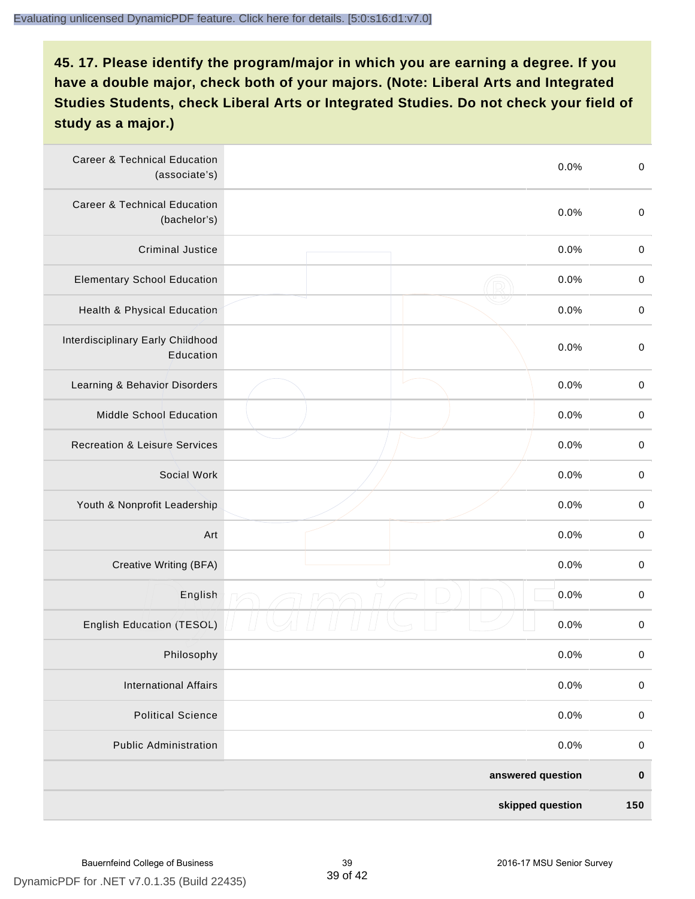## 45. 17. Please identify the program/major in which you are earning a degree. If you have a double major, check both of your majors. (Note: Liberal Arts and Integrated Studies Students, check Liberal Arts or Integrated Studies. Do not check your field of study as a major.)

| | | | |
|---|---|---|---|
| Career & Technical Education (associate's) | | 0.0% | 0 |
| Career & Technical Education (bachelor's) | | 0.0% | 0 |
| Criminal Justice | | 0.0% | 0 |
| Elementary School Education | | 0.0% | 0 |
| Health & Physical Education | | 0.0% | 0 |
| Interdisciplinary Early Childhood Education | | 0.0% | 0 |
| Learning & Behavior Disorders | | 0.0% | 0 |
| Middle School Education | | 0.0% | 0 |
| Recreation & Leisure Services | | 0.0% | 0 |
| Social Work | | 0.0% | 0 |
| Youth & Nonprofit Leadership | | 0.0% | 0 |
| Art | | 0.0% | 0 |
| Creative Writing (BFA) | | 0.0% | 0 |
| English | | 0.0% | 0 |
| English Education (TESOL) | | 0.0% | 0 |
| Philosophy | | 0.0% | 0 |
| International Affairs | | 0.0% | 0 |
| Political Science | | 0.0% | 0 |
| Public Administration | | 0.0% | 0 |
| | | **answered question** | **0** |
| | | **skipped question** | **150** |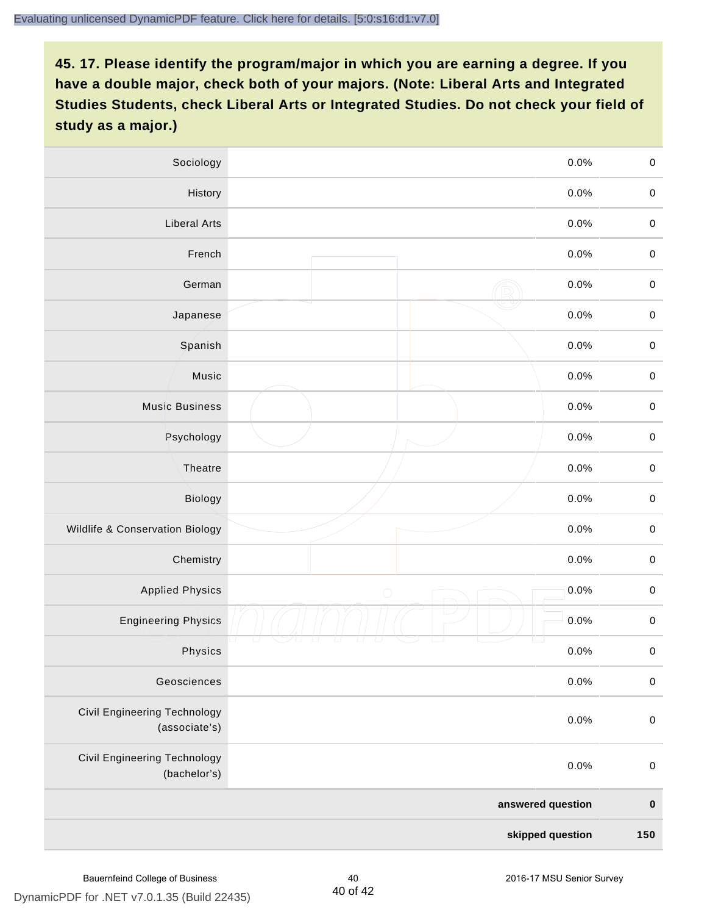## 45. 17. Please identify the program/major in which you are earning a degree. If you have a double major, check both of your majors. (Note: Liberal Arts and Integrated Studies Students, check Liberal Arts or Integrated Studies. Do not check your field of study as a major.)

| | | | |
|---|---|---|---|
| Sociology | | 0.0% | 0 |
| History | | 0.0% | 0 |
| Liberal Arts | | 0.0% | 0 |
| French | | 0.0% | 0 |
| German | | 0.0% | 0 |
| Japanese | | 0.0% | 0 |
| Spanish | | 0.0% | 0 |
| Music | | 0.0% | 0 |
| Music Business | | 0.0% | 0 |
| Psychology | | 0.0% | 0 |
| Theatre | | 0.0% | 0 |
| Biology | | 0.0% | 0 |
| Wildlife & Conservation Biology | | 0.0% | 0 |
| Chemistry | | 0.0% | 0 |
| Applied Physics | | 0.0% | 0 |
| Engineering Physics | | 0.0% | 0 |
| Physics | | 0.0% | 0 |
| Geosciences | | 0.0% | 0 |
| Civil Engineering Technology (associate's) | | 0.0% | 0 |
| Civil Engineering Technology (bachelor's) | | 0.0% | 0 |
| | | **answered question** | **0** |
| | | **skipped question** | **150** |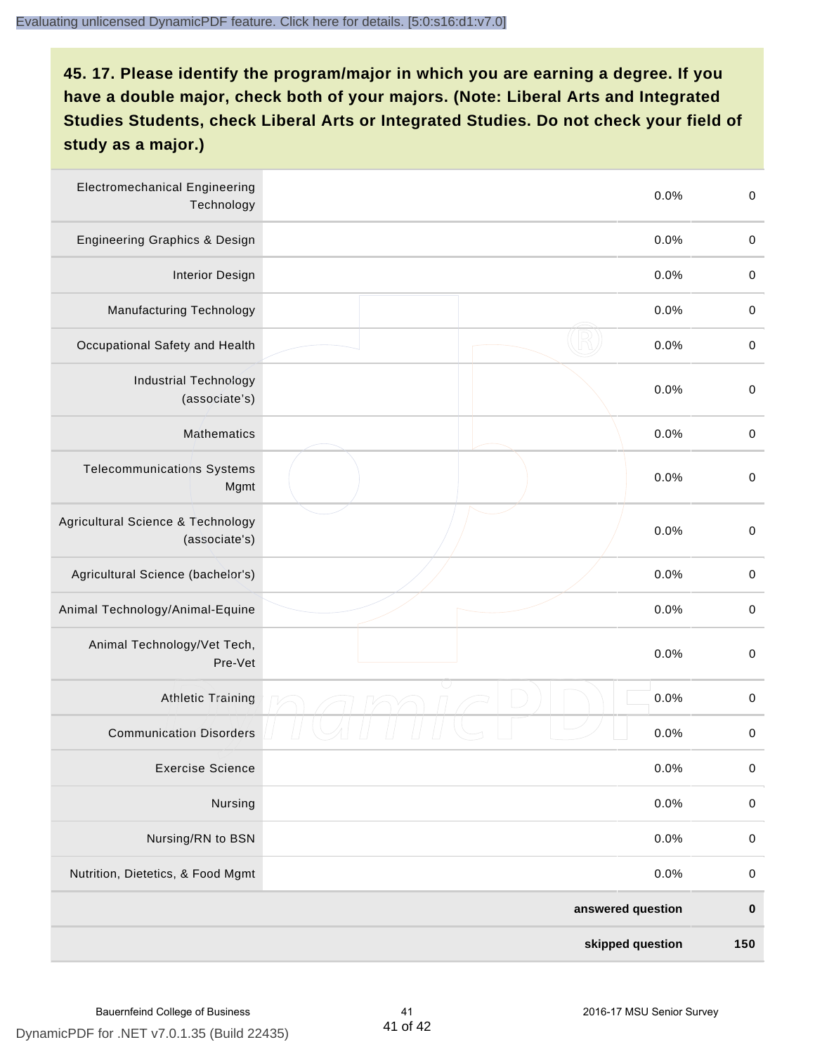**45. 17. Please identify the program/major in which you are earning a degree. If you have a double major, check both of your majors. (Note: Liberal Arts and Integrated Studies Students, check Liberal Arts or Integrated Studies. Do not check your field of study as a major.)**

| | | | |
|---|---|---|---|
| Electromechanical Engineering Technology | | 0.0% | 0 |
| Engineering Graphics & Design | | 0.0% | 0 |
| Interior Design | | 0.0% | 0 |
| Manufacturing Technology | | 0.0% | 0 |
| Occupational Safety and Health | | 0.0% | 0 |
| Industrial Technology (associate's) | | 0.0% | 0 |
| Mathematics | | 0.0% | 0 |
| Telecommunications Systems Mgmt | | 0.0% | 0 |
| Agricultural Science & Technology (associate's) | | 0.0% | 0 |
| Agricultural Science (bachelor's) | | 0.0% | 0 |
| Animal Technology/Animal-Equine | | 0.0% | 0 |
| Animal Technology/Vet Tech, Pre-Vet | | 0.0% | 0 |
| Athletic Training | | 0.0% | 0 |
| Communication Disorders | | 0.0% | 0 |
| Exercise Science | | 0.0% | 0 |
| Nursing | | 0.0% | 0 |
| Nursing/RN to BSN | | 0.0% | 0 |
| Nutrition, Dietetics, & Food Mgmt | | 0.0% | 0 |
| | | **answered question** | **0** |
| | | **skipped question** | **150** |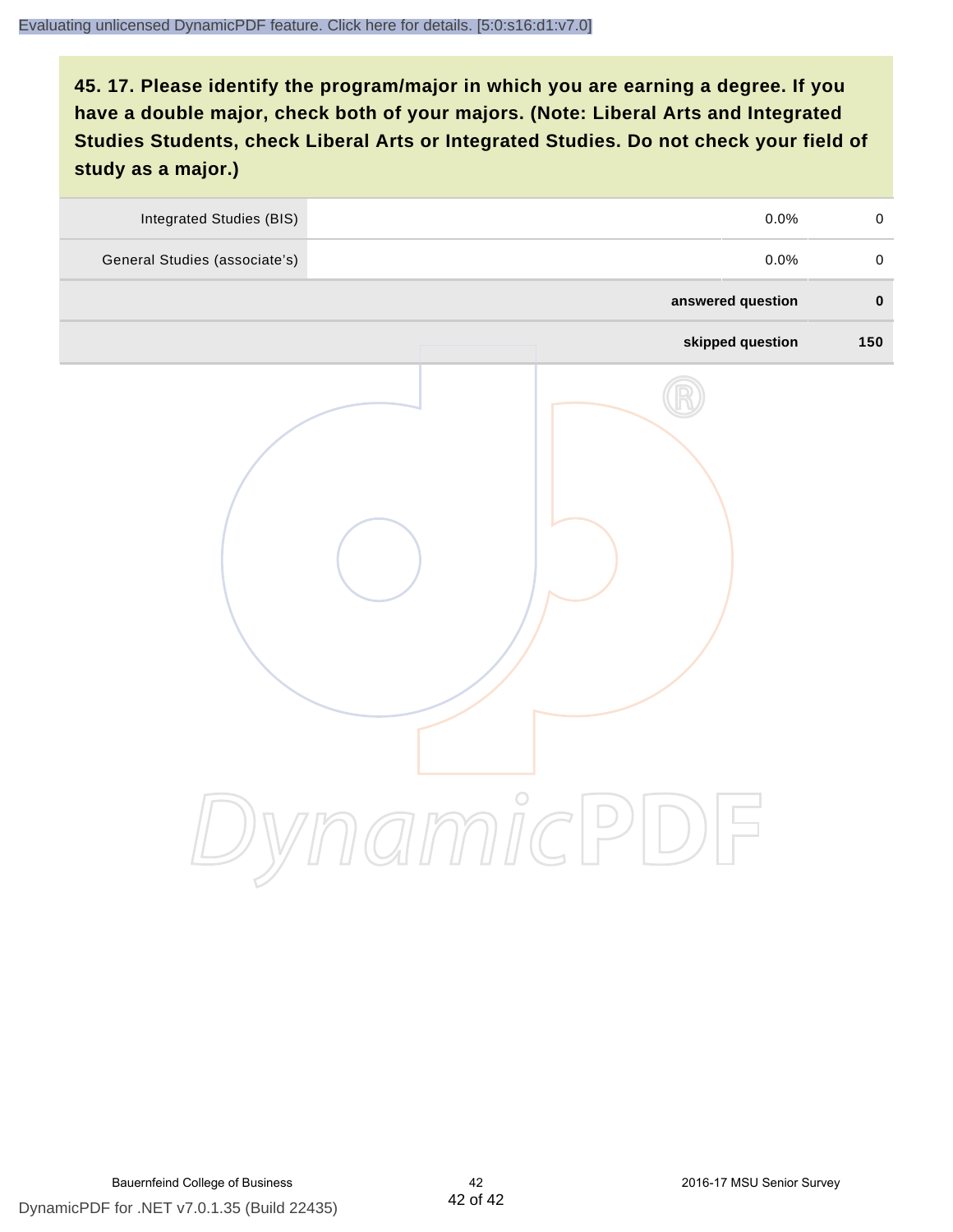Evaluating unlicensed DynamicPDF feature. Click here for details. [5:0:s16:d1:v7.0]

## 45. 17. Please identify the program/major in which you are earning a degree. If you have a double major, check both of your majors. (Note: Liberal Arts and Integrated Studies Students, check Liberal Arts or Integrated Studies. Do not check your field of study as a major.)

| | | | |
|---|---|---|---|
| Integrated Studies (BIS) | | 0.0% | 0 |
| General Studies (associate's) | | 0.0% | 0 |
| | | **answered question** | **0** |
| | | **skipped question** | **150** |